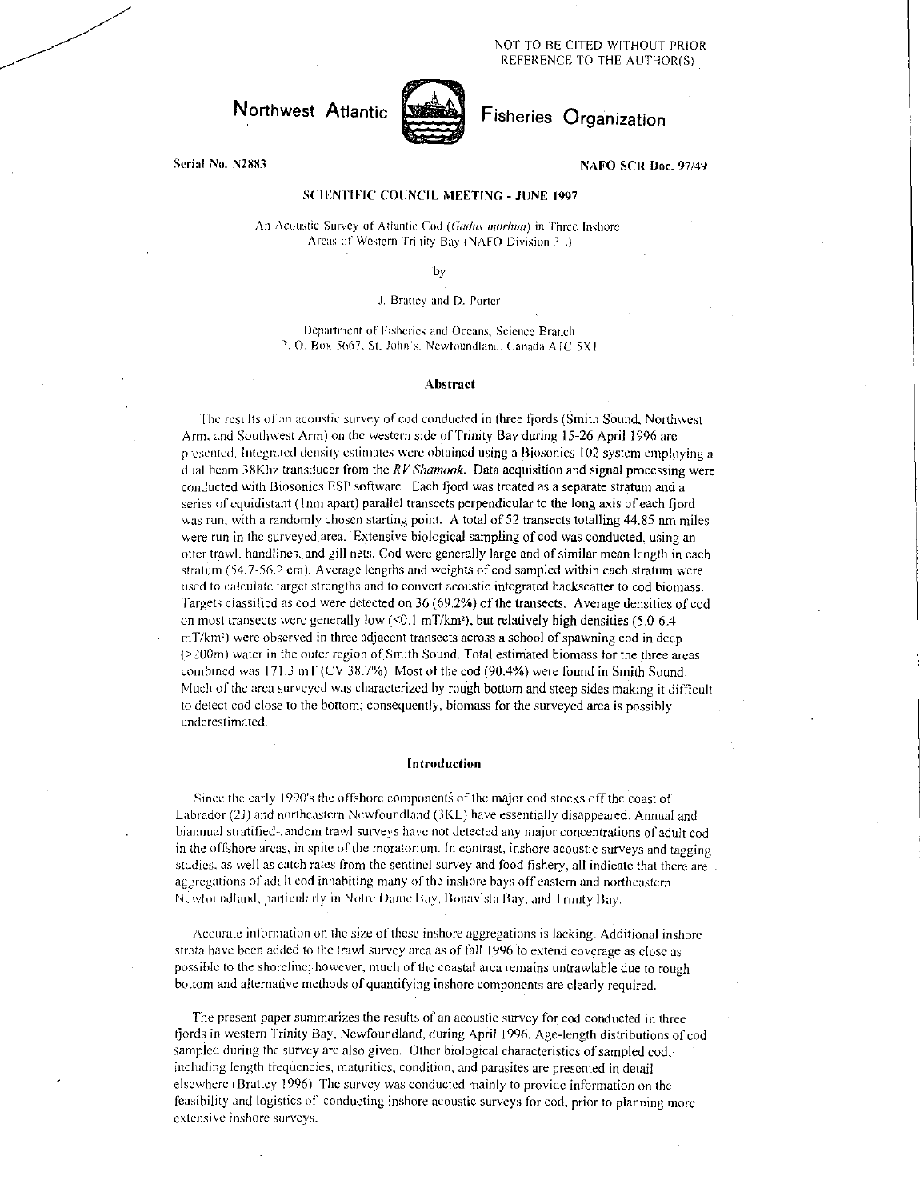NOT TO BE CITED WITHOUT PRIOR REFERENCE TO THE AUTHOR(S)

# Northwest Atlantic Fisheries Organization

Serial No. N2883

NAFO SCR Doc. 97/49

## SCIENTIFIC COUNCIL MEETING - JUNE 1997

An Acoustic Survey of Atlantic Cod (*Gadus morhua*) in Three Inshore Areas of Western Trinity Bay (NAFO Division 3L)

by

J. Brattey and D. Porter

Department of Fisheries and Oceans, Science Branch
P. O. Box 5667, St. John's, Newfoundland, Canada A1C 5X1

### Abstract

The results of an acoustic survey of cod conducted in three fjords (Smith Sound, Northwest Arm, and Southwest Arm) on the western side of Trinity Bay during 15-26 April 1996 are presented. Integrated density estimates were obtained using a Biosonics 102 system employing a dual beam 38Khz transducer from the *RV Shamook*. Data acquisition and signal processing were conducted with Biosonics ESP software. Each fjord was treated as a separate stratum and a series of equidistant (1nm apart) parallel transects perpendicular to the long axis of each fjord was run, with a randomly chosen starting point. A total of 52 transects totalling 44.85 nm miles were run in the surveyed area. Extensive biological sampling of cod was conducted, using an otter trawl, handlines, and gill nets. Cod were generally large and of similar mean length in each stratum (54.7-56.2 cm). Average lengths and weights of cod sampled within each stratum were used to calculate target strengths and to convert acoustic integrated backscatter to cod biomass. Targets classified as cod were detected on 36 (69.2%) of the transects. Average densities of cod on most transects were generally low (<0.1 mT/km²), but relatively high densities (5.0-6.4 mT/km²) were observed in three adjacent transects across a school of spawning cod in deep (>200m) water in the outer region of Smith Sound. Total estimated biomass for the three areas combined was 171.3 mT (CV 38.7%). Most of the cod (90.4%) were found in Smith Sound. Much of the area surveyed was characterized by rough bottom and steep sides making it difficult to detect cod close to the bottom; consequently, biomass for the surveyed area is possibly underestimated.

### Introduction

Since the early 1990's the offshore components of the major cod stocks off the coast of Labrador (2J) and northeastern Newfoundland (3KL) have essentially disappeared. Annual and biannual stratified-random trawl surveys have not detected any major concentrations of adult cod in the offshore areas, in spite of the moratorium. In contrast, inshore acoustic surveys and tagging studies, as well as catch rates from the sentinel survey and food fishery, all indicate that there are aggregations of adult cod inhabiting many of the inshore bays off eastern and northeastern Newfoundland, particularly in Notre Dame Bay, Bonavista Bay, and Trinity Bay.

Accurate information on the size of these inshore aggregations is lacking. Additional inshore strata have been added to the trawl survey area as of fall 1996 to extend coverage as close as possible to the shoreline; however, much of the coastal area remains untrawlable due to rough bottom and alternative methods of quantifying inshore components are clearly required.

The present paper summarizes the results of an acoustic survey for cod conducted in three fjords in western Trinity Bay, Newfoundland, during April 1996. Age-length distributions of cod sampled during the survey are also given. Other biological characteristics of sampled cod, including length frequencies, maturities, condition, and parasites are presented in detail elsewhere (Brattey 1996). The survey was conducted mainly to provide information on the feasibility and logistics of conducting inshore acoustic surveys for cod, prior to planning more extensive inshore surveys.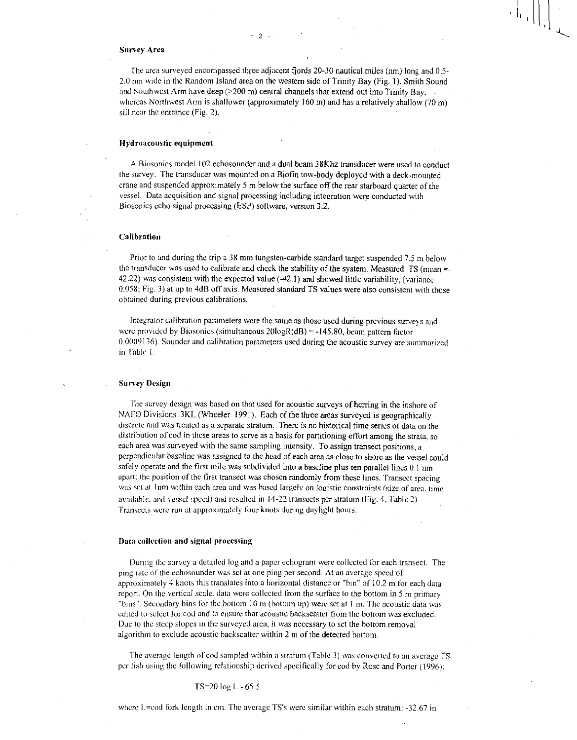### Survey Area

The area surveyed encompassed three adjacent fjords 20-30 nautical miles (nm) long and 0.5-2.0 nm wide in the Random Island area on the western side of Trinity Bay (Fig. 1). Smith Sound and Southwest Arm have deep (>200 m) central channels that extend out into Trinity Bay, whereas Northwest Arm is shallower (approximately 160 m) and has a relatively shallow (70 m) sill near the entrance (Fig. 2).

### Hydroacoustic equipment

A Biosonics model 102 echosounder and a dual beam 38Khz transducer were used to conduct the survey. The transducer was mounted on a Biofin tow-body deployed with a deck-mounted crane and suspended approximately 5 m below the surface off the rear starboard quarter of the vessel. Data acquisition and signal processing including integration were conducted with Biosonics echo signal processing (ESP) software, version 3.2.

### Calibration

Prior to and during the trip a 38 mm tungsten-carbide standard target suspended 7.5 m below the transducer was used to calibrate and check the stability of the system. Measured TS (mean =-42.22) was consistent with the expected value (-42.1) and showed little variability, (variance 0.058; Fig. 3) at up to 4dB off axis. Measured standard TS values were also consistent with those obtained during previous calibrations.

Integrator calibration parameters were the same as those used during previous surveys and were provided by Biosonics (simultaneous 20logR(dB) = -145.80, beam pattern factor 0.0009136). Sounder and calibration parameters used during the acoustic survey are summarized in Table 1.

### Survey Design

The survey design was based on that used for acoustic surveys of herring in the inshore of NAFO Divisions 3KL (Wheeler 1991). Each of the three areas surveyed is geographically discrete and was treated as a separate stratum. There is no historical time series of data on the distribution of cod in these areas to serve as a basis for partitioning effort among the strata, so each area was surveyed with the same sampling intensity. To assign transect positions, a perpendicular baseline was assigned to the head of each area as close to shore as the vessel could safely operate and the first mile was subdivided into a baseline plus ten parallel lines 0.1 nm apart; the position of the first transect was chosen randomly from these lines. Transect spacing was set at 1nm within each area and was based largely on logistic constraints (size of area, time available, and vessel speed) and resulted in 14-22 transects per stratum (Fig. 4, Table 2). Transects were run at approximately four knots during daylight hours.

### Data collection and signal processing

During the survey a detailed log and a paper echogram were collected for each transect. The ping rate of the echosounder was set at one ping per second. At an average speed of approximately 4 knots this translates into a horizontal distance or "bin" of 10.2 m for each data report. On the vertical scale, data were collected from the surface to the bottom in 5 m primary "bins". Secondary bins for the bottom 10 m (bottom up) were set at 1 m. The acoustic data was edited to select for cod and to ensure that acoustic backscatter from the bottom was excluded. Due to the steep slopes in the surveyed area, it was necessary to set the bottom removal algorithm to exclude acoustic backscatter within 2 m of the detected bottom.

The average length of cod sampled within a stratum (Table 3) was converted to an average TS per fish using the following relationship derived specifically for cod by Rose and Porter (1996):

$$TS = 20 \log L - 65.5$$

where L=cod fork length in cm. The average TS's were similar within each stratum: -32.67 in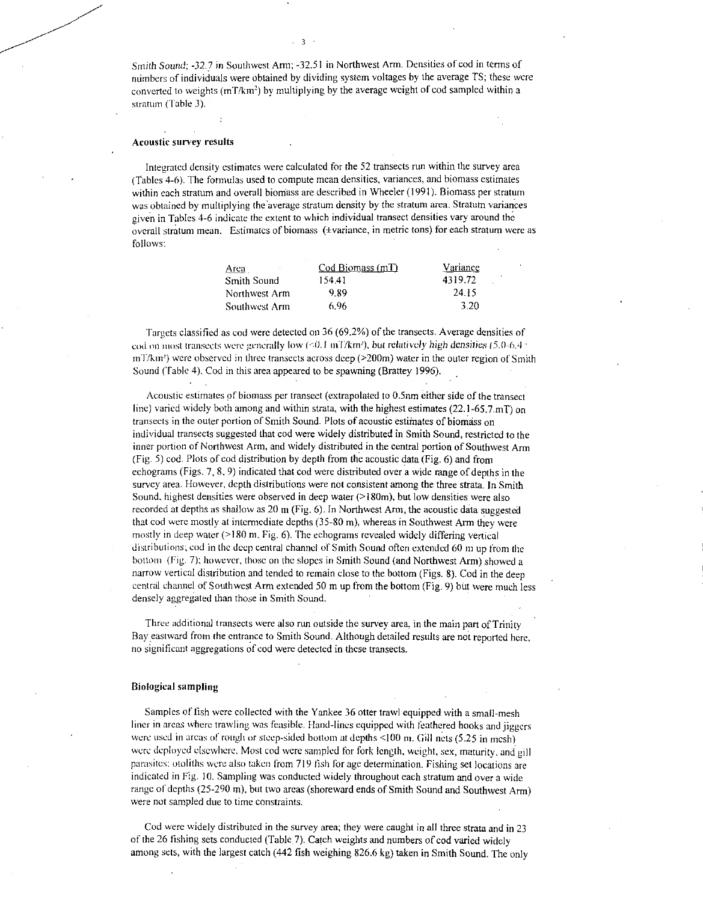Smith Sound; -32.7 in Southwest Arm; -32.51 in Northwest Arm. Densities of cod in terms of numbers of individuals were obtained by dividing system voltages by the average TS; these were converted to weights (mT/km$^2$) by multiplying by the average weight of cod sampled within a stratum (Table 3).

### Acoustic survey results

Integrated density estimates were calculated for the 52 transects run within the survey area (Tables 4-6). The formulas used to compute mean densities, variances, and biomass estimates within each stratum and overall biomass are described in Wheeler (1991). Biomass per stratum was obtained by multiplying the average stratum density by the stratum area. Stratum variances given in Tables 4-6 indicate the extent to which individual transect densities vary around the overall stratum mean. Estimates of biomass (±variance, in metric tons) for each stratum were as follows:

| Area | Cod Biomass (mT) | Variance |
|---|---|---|
| Smith Sound | 154.41 | 4319.72 |
| Northwest Arm | 9.89 | 24.15 |
| Southwest Arm | 6.96 | 3.20 |

Targets classified as cod were detected on 36 (69.2%) of the transects. Average densities of cod on most transects were generally low (<0.1 mT/km$^2$), but relatively high densities (5.0-6.4 mT/km$^2$) were observed in three transects across deep (>200m) water in the outer region of Smith Sound (Table 4). Cod in this area appeared to be spawning (Brattey 1996).

Acoustic estimates of biomass per transect (extrapolated to 0.5nm either side of the transect line) varied widely both among and within strata, with the highest estimates (22.1-65.7 mT) on transects in the outer portion of Smith Sound. Plots of acoustic estimates of biomass on individual transects suggested that cod were widely distributed in Smith Sound, restricted to the inner portion of Northwest Arm, and widely distributed in the central portion of Southwest Arm (Fig. 5) cod. Plots of cod distribution by depth from the acoustic data (Fig. 6) and from echograms (Figs. 7, 8, 9) indicated that cod were distributed over a wide range of depths in the survey area. However, depth distributions were not consistent among the three strata. In Smith Sound, highest densities were observed in deep water (>180m), but low densities were also recorded at depths as shallow as 20 m (Fig. 6). In Northwest Arm, the acoustic data suggested that cod were mostly at intermediate depths (35-80 m), whereas in Southwest Arm they were mostly in deep water (>180 m, Fig. 6). The echograms revealed widely differing vertical distributions; cod in the deep central channel of Smith Sound often extended 60 m up from the bottom (Fig. 7); however, those on the slopes in Smith Sound (and Northwest Arm) showed a narrow vertical distribution and tended to remain close to the bottom (Figs. 8). Cod in the deep central channel of Southwest Arm extended 50 m up from the bottom (Fig. 9) but were much less densely aggregated than those in Smith Sound.

Three additional transects were also run outside the survey area, in the main part of Trinity Bay eastward from the entrance to Smith Sound. Although detailed results are not reported here, no significant aggregations of cod were detected in these transects.

### Biological sampling

Samples of fish were collected with the Yankee 36 otter trawl equipped with a small-mesh liner in areas where trawling was feasible. Hand-lines equipped with feathered hooks and jiggers were used in areas of rough or steep-sided bottom at depths <100 m. Gill nets (5.25 in mesh) were deployed elsewhere. Most cod were sampled for fork length, weight, sex, maturity, and gill parasites; otoliths were also taken from 719 fish for age determination. Fishing set locations are indicated in Fig. 10. Sampling was conducted widely throughout each stratum and over a wide range of depths (25-290 m), but two areas (shoreward ends of Smith Sound and Southwest Arm) were not sampled due to time constraints.

Cod were widely distributed in the survey area; they were caught in all three strata and in 23 of the 26 fishing sets conducted (Table 7). Catch weights and numbers of cod varied widely among sets, with the largest catch (442 fish weighing 826.6 kg) taken in Smith Sound. The only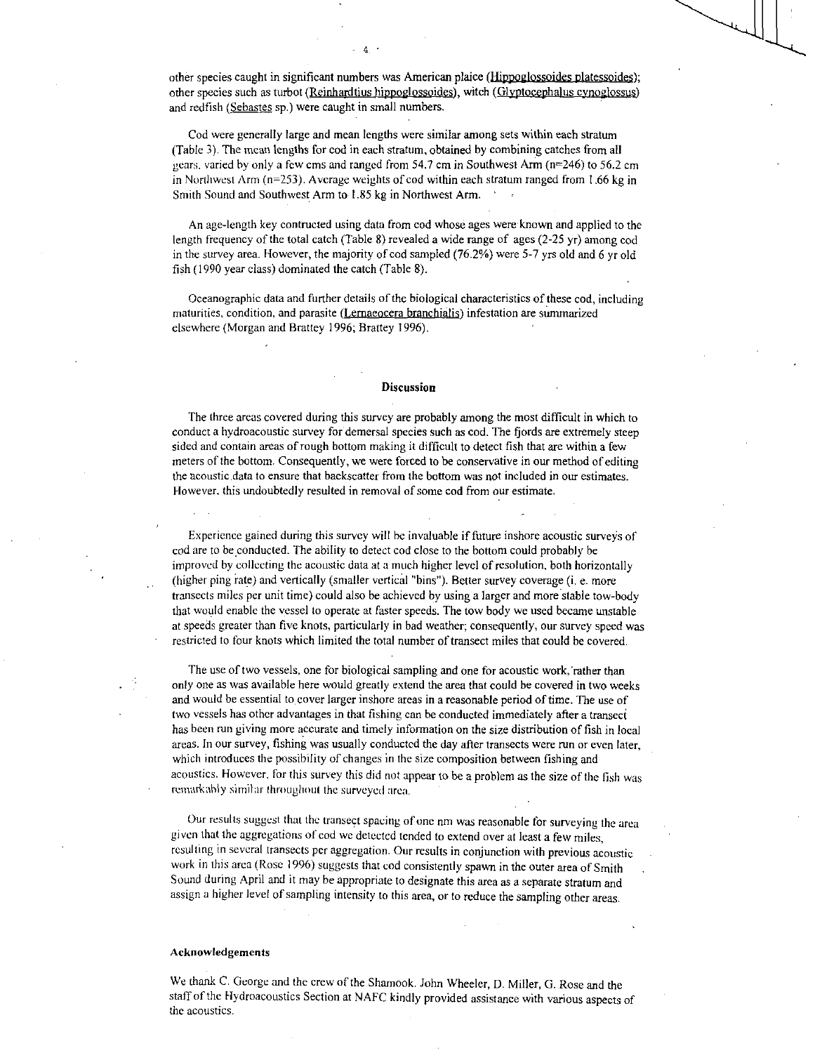other species caught in significant numbers was American plaice (Hippoglossoides platessoides); other species such as turbot (Reinhardtius hippoglossoides), witch (Glyptocephalus cynoglossus) and redfish (Sebastes sp.) were caught in small numbers.

Cod were generally large and mean lengths were similar among sets within each stratum (Table 3). The mean lengths for cod in each stratum, obtained by combining catches from all gears, varied by only a few cms and ranged from 54.7 cm in Southwest Arm (n=246) to 56.2 cm in Northwest Arm (n=253). Average weights of cod within each stratum ranged from 1.66 kg in Smith Sound and Southwest Arm to 1.85 kg in Northwest Arm.

An age-length key contructed using data from cod whose ages were known and applied to the length frequency of the total catch (Table 8) revealed a wide range of ages (2-25 yr) among cod in the survey area. However, the majority of cod sampled (76.2%) were 5-7 yrs old and 6 yr old fish (1990 year class) dominated the catch (Table 8).

Oceanographic data and further details of the biological characteristics of these cod, including maturities, condition, and parasite (Lernaeocera branchialis) infestation are summarized elsewhere (Morgan and Brattey 1996; Brattey 1996).

## Discussion

The three areas covered during this survey are probably among the most difficult in which to conduct a hydroacoustic survey for demersal species such as cod. The fjords are extremely steep sided and contain areas of rough bottom making it difficult to detect fish that are within a few meters of the bottom. Consequently, we were forced to be conservative in our method of editing the acoustic data to ensure that backscatter from the bottom was not included in our estimates. However, this undoubtedly resulted in removal of some cod from our estimate.

Experience gained during this survey will be invaluable if future inshore acoustic surveys of cod are to be conducted. The ability to detect cod close to the bottom could probably be improved by collecting the acoustic data at a much higher level of resolution, both horizontally (higher ping rate) and vertically (smaller vertical "bins"). Better survey coverage (i. e. more transects miles per unit time) could also be achieved by using a larger and more stable tow-body that would enable the vessel to operate at faster speeds. The tow body we used became unstable at speeds greater than five knots, particularly in bad weather; consequently, our survey speed was restricted to four knots which limited the total number of transect miles that could be covered.

The use of two vessels, one for biological sampling and one for acoustic work, rather than only one as was available here would greatly extend the area that could be covered in two weeks and would be essential to cover larger inshore areas in a reasonable period of time. The use of two vessels has other advantages in that fishing can be conducted immediately after a transect has been run giving more accurate and timely information on the size distribution of fish in local areas. In our survey, fishing was usually conducted the day after transects were run or even later, which introduces the possibility of changes in the size composition between fishing and acoustics. However, for this survey this did not appear to be a problem as the size of the fish was remarkably similar throughout the surveyed area.

Our results suggest that the transect spacing of one nm was reasonable for surveying the area given that the aggregations of cod we detected tended to extend over at least a few miles, resulting in several transects per aggregation. Our results in conjunction with previous acoustic work in this area (Rose 1996) suggests that cod consistently spawn in the outer area of Smith Sound during April and it may be appropriate to designate this area as a separate stratum and assign a higher level of sampling intensity to this area, or to reduce the sampling other areas.

### Acknowledgements

We thank C. George and the crew of the Shamook. John Wheeler, D. Miller, G. Rose and the staff of the Hydroacoustics Section at NAFC kindly provided assistance with various aspects of the acoustics.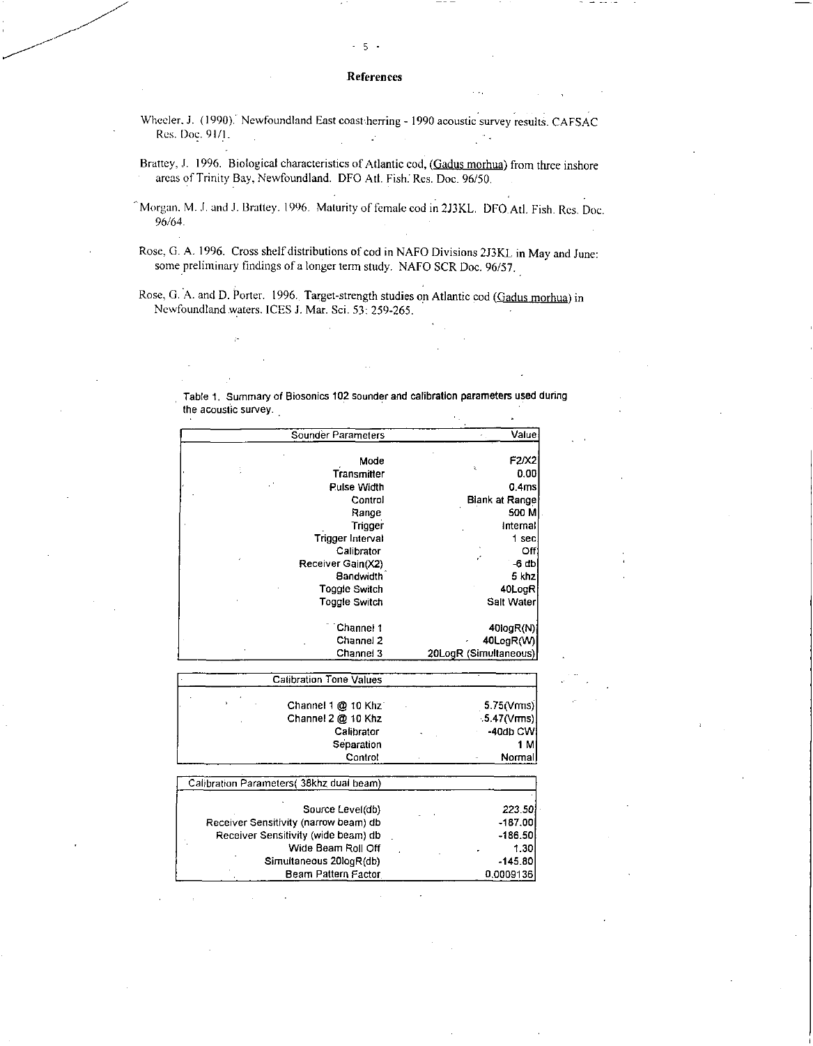## References

Wheeler, J. (1990). Newfoundland East coast herring - 1990 acoustic survey results. CAFSAC Res. Doc. 91/1.

Brattey, J. 1996. Biological characteristics of Atlantic cod, (Gadus morhua) from three inshore areas of Trinity Bay, Newfoundland. DFO Atl. Fish. Res. Doc. 96/50.

Morgan, M. J. and J. Brattey. 1996. Maturity of female cod in 2J3KL. DFO Atl. Fish. Res. Doc. 96/64.

Rose, G. A. 1996. Cross shelf distributions of cod in NAFO Divisions 2J3KL in May and June: some preliminary findings of a longer term study. NAFO SCR Doc. 96/57.

Rose, G. A. and D. Porter. 1996. Target-strength studies on Atlantic cod (Gadus morhua) in Newfoundland waters. ICES J. Mar. Sci. 53: 259-265.

Table 1. Summary of Biosonics 102 sounder and calibration parameters used during the acoustic survey.

| Sounder Parameters | Value |
|---|---|
| Mode | F2/X2 |
| Transmitter | 0.00 |
| Pulse Width | 0.4ms |
| Control | Blank at Range |
| Range | 500 M |
| Trigger | Internal |
| Trigger Interval | 1 sec |
| Calibrator | Off |
| Receiver Gain(X2) | -6 db |
| Bandwidth | 5 khz |
| Toggle Switch | 40LogR |
| Toggle Switch | Salt Water |
| Channel 1 | 40logR(N) |
| Channel 2 | 40LogR(W) |
| Channel 3 | 20LogR (Simultaneous) |

| Calibration Tone Values | |
|---|---|
| Channel 1 @ 10 Khz | 5.75(Vrms) |
| Channel 2 @ 10 Khz | 5.47(Vrms) |
| Calibrator | -40db CW |
| Separation | 1 M |
| Control | Normal |

| Calibration Parameters( 38khz dual beam) | |
|---|---|
| Source Level(db) | 223.50 |
| Receiver Sensitivity (narrow beam) db | -187.00 |
| Receiver Sensitivity (wide beam) db | -186.50 |
| Wide Beam Roll Off | 1.30 |
| Simultaneous 20logR(db) | -145.80 |
| Beam Pattern Factor | 0.0009136 |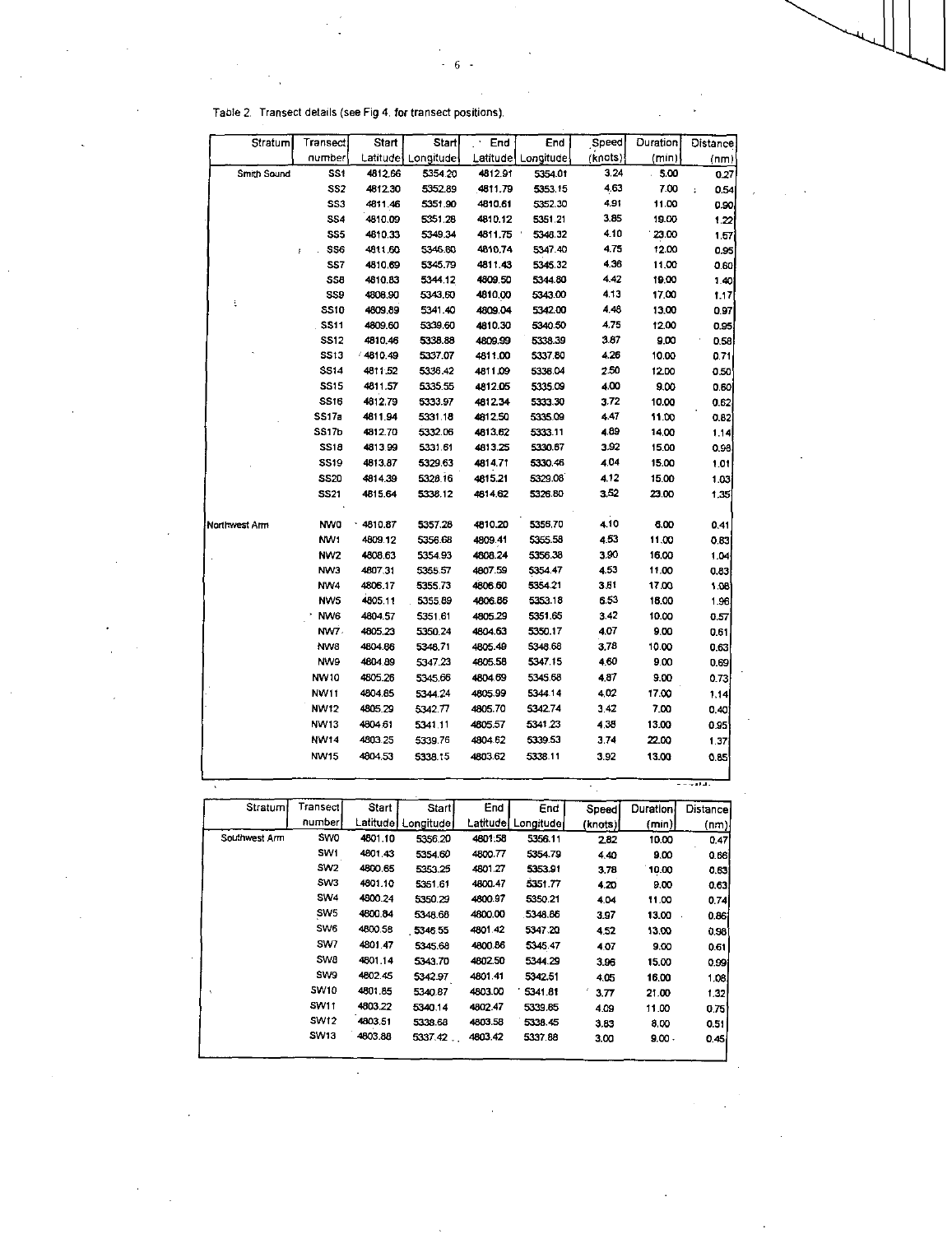Table 2. Transect details (see Fig 4. for transect positions).

| Stratum | Transect number | Start Latitude | Start Longitude | End Latitude | End Longitude | Speed (knots) | Duration (min) | Distance (nm) |
|---|---|---|---|---|---|---|---|---|
| Smith Sound | SS1 | 4812.66 | 5354.20 | 4812.91 | 5354.01 | 3.24 | 5.00 | 0.27 |
| | SS2 | 4812.30 | 5352.89 | 4811.79 | 5353.15 | 4.63 | 7.00 | 0.54 |
| | SS3 | 4811.46 | 5351.90 | 4810.61 | 5352.30 | 4.91 | 11.00 | 0.90 |
| | SS4 | 4810.09 | 5351.28 | 4810.12 | 5351.21 | 3.85 | 19.00 | 1.22 |
| | SS5 | 4810.33 | 5349.34 | 4811.75 | 5348.32 | 4.10 | 23.00 | 1.57 |
| | SS6 | 4811.60 | 5346.80 | 4810.74 | 5347.40 | 4.75 | 12.00 | 0.95 |
| | SS7 | 4810.69 | 5345.79 | 4811.43 | 5345.32 | 4.36 | 11.00 | 0.80 |
| | SS8 | 4810.83 | 5344.12 | 4809.50 | 5344.80 | 4.42 | 19.00 | 1.40 |
| | SS9 | 4808.90 | 5343.60 | 4810.00 | 5343.00 | 4.13 | 17.00 | 1.17 |
| | SS10 | 4809.89 | 5341.40 | 4809.04 | 5342.00 | 4.48 | 13.00 | 0.97 |
| | SS11 | 4809.60 | 5339.60 | 4810.30 | 5340.50 | 4.75 | 12.00 | 0.95 |
| | SS12 | 4810.46 | 5338.88 | 4809.99 | 5338.39 | 3.87 | 9.00 | 0.58 |
| | SS13 | 4810.49 | 5337.07 | 4811.00 | 5337.80 | 4.26 | 10.00 | 0.71 |
| | SS14 | 4811.52 | 5336.42 | 4811.09 | 5336.04 | 2.50 | 12.00 | 0.50 |
| | SS15 | 4811.57 | 5335.55 | 4812.05 | 5335.09 | 4.00 | 9.00 | 0.60 |
| | SS16 | 4812.79 | 5333.97 | 4812.34 | 5333.30 | 3.72 | 10.00 | 0.62 |
| | SS17a | 4811.94 | 5331.18 | 4812.50 | 5335.09 | 4.47 | 11.00 | 0.82 |
| | SS17b | 4812.70 | 5332.06 | 4813.62 | 5333.11 | 4.89 | 14.00 | 1.14 |
| | SS18 | 4813.99 | 5331.61 | 4813.25 | 5330.67 | 3.92 | 15.00 | 0.98 |
| | SS19 | 4813.87 | 5329.63 | 4814.71 | 5330.46 | 4.04 | 15.00 | 1.01 |
| | SS20 | 4814.39 | 5328.16 | 4815.21 | 5329.08 | 4.12 | 15.00 | 1.03 |
| | SS21 | 4815.64 | 5338.12 | 4814.62 | 5326.80 | 3.52 | 23.00 | 1.35 |
| Northwest Arm | NW0 | 4810.87 | 5357.28 | 4810.20 | 5356.70 | 4.10 | 6.00 | 0.41 |
| | NW1 | 4809.12 | 5356.68 | 4809.41 | 5355.58 | 4.53 | 11.00 | 0.83 |
| | NW2 | 4808.63 | 5354.93 | 4808.24 | 5356.38 | 3.90 | 16.00 | 1.04 |
| | NW3 | 4807.31 | 5355.57 | 4807.59 | 5354.47 | 4.53 | 11.00 | 0.83 |
| | NW4 | 4806.17 | 5355.73 | 4806.60 | 5354.21 | 3.81 | 17.00 | 1.08 |
| | NW5 | 4805.11 | 5355.89 | 4806.86 | 5353.18 | 6.53 | 18.00 | 1.96 |
| | NW6 | 4804.57 | 5351.61 | 4805.29 | 5351.65 | 3.42 | 10.00 | 0.57 |
| | NW7 | 4805.23 | 5350.24 | 4804.63 | 5350.17 | 4.07 | 9.00 | 0.61 |
| | NW8 | 4804.86 | 5348.71 | 4805.49 | 5348.68 | 3.78 | 10.00 | 0.63 |
| | NW9 | 4804.89 | 5347.23 | 4805.58 | 5347.15 | 4.60 | 9.00 | 0.69 |
| | NW10 | 4805.26 | 5345.66 | 4804.69 | 5345.68 | 4.87 | 9.00 | 0.73 |
| | NW11 | 4804.85 | 5344.24 | 4805.99 | 5344.14 | 4.02 | 17.00 | 1.14 |
| | NW12 | 4805.29 | 5342.77 | 4805.70 | 5342.74 | 3.42 | 7.00 | 0.40 |
| | NW13 | 4804.61 | 5341.11 | 4805.57 | 5341.23 | 4.38 | 13.00 | 0.95 |
| | NW14 | 4803.25 | 5339.76 | 4804.62 | 5339.53 | 3.74 | 22.00 | 1.37 |
| | NW15 | 4804.53 | 5338.15 | 4803.62 | 5338.11 | 3.92 | 13.00 | 0.85 |
| Southwest Arm | SW0 | 4801.10 | 5356.20 | 4801.58 | 5356.11 | 2.82 | 10.00 | 0.47 |
| | SW1 | 4801.43 | 5354.60 | 4800.77 | 5354.79 | 4.40 | 9.00 | 0.66 |
| | SW2 | 4800.65 | 5353.25 | 4801.27 | 5353.91 | 3.78 | 10.00 | 0.63 |
| | SW3 | 4801.10 | 5351.61 | 4800.47 | 5351.77 | 4.20 | 9.00 | 0.63 |
| | SW4 | 4800.24 | 5350.29 | 4800.97 | 5350.21 | 4.04 | 11.00 | 0.74 |
| | SW5 | 4800.84 | 5348.68 | 4800.00 | 5348.86 | 3.97 | 13.00 | 0.86 |
| | SW6 | 4800.58 | 5346.55 | 4801.42 | 5347.20 | 4.52 | 13.00 | 0.98 |
| | SW7 | 4801.47 | 5345.68 | 4800.86 | 5345.47 | 4.07 | 9.00 | 0.61 |
| | SW8 | 4801.14 | 5343.70 | 4802.50 | 5344.29 | 3.96 | 15.00 | 0.99 |
| | SW9 | 4802.45 | 5342.97 | 4801.41 | 5342.51 | 4.05 | 16.00 | 1.08 |
| | SW10 | 4801.85 | 5340.87 | 4803.00 | 5341.81 | 3.77 | 21.00 | 1.32 |
| | SW11 | 4803.22 | 5340.14 | 4802.47 | 5339.85 | 4.09 | 11.00 | 0.75 |
| | SW12 | 4803.51 | 5338.68 | 4803.58 | 5338.45 | 3.83 | 8.00 | 0.51 |
| | SW13 | 4803.88 | 5337.42 | 4803.42 | 5337.88 | 3.00 | 9.00 | 0.45 |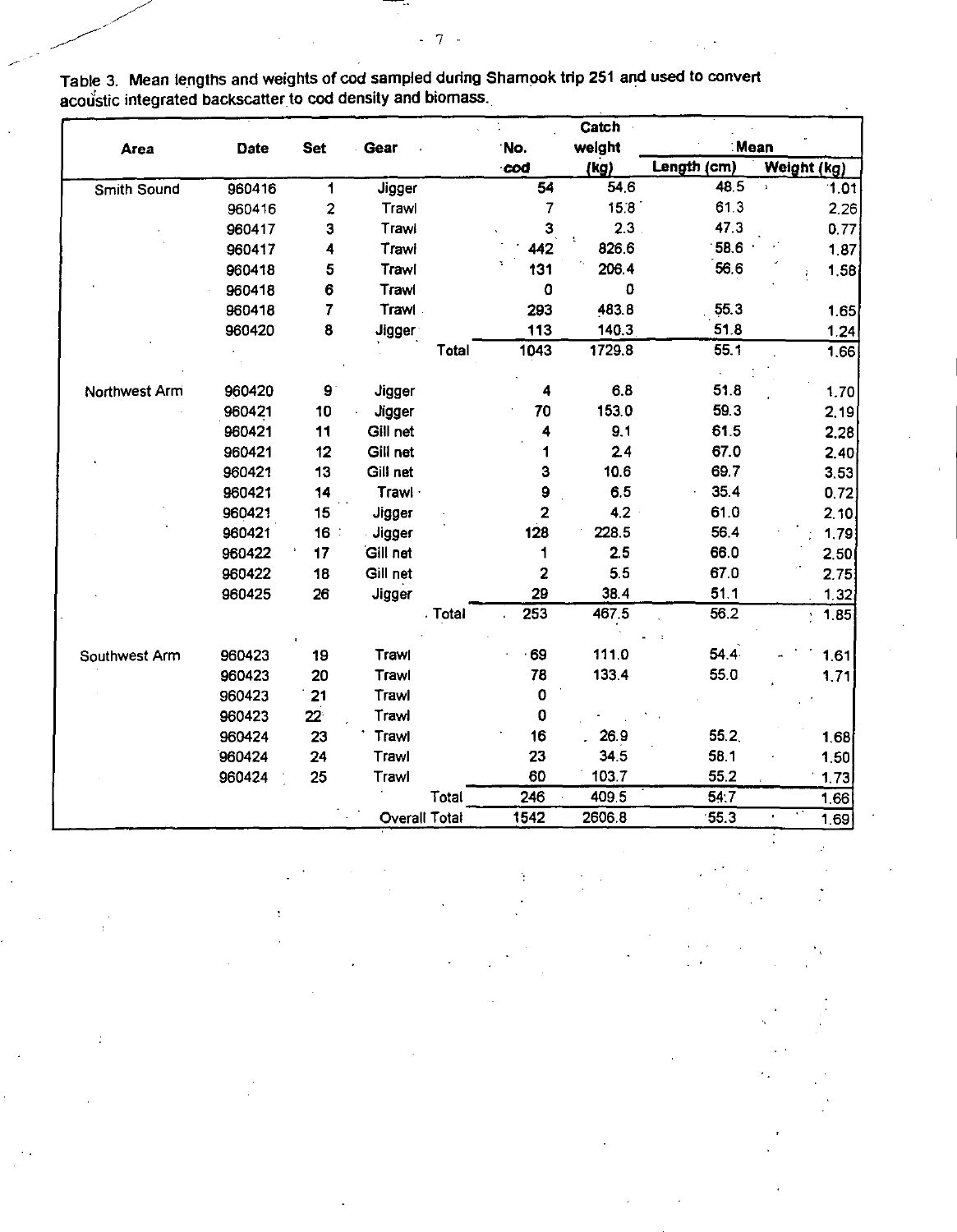Table 3. Mean lengths and weights of cod sampled during Shamook trip 251 and used to convert acoustic integrated backscatter to cod density and biomass.

| Area | Date | Set | Gear | | No. cod | Catch weight (kg) | Mean Length (cm) | Mean Weight (kg) |
|---|---|---|---|---|---|---|---|---|
| Smith Sound | 960416 | 1 | Jigger | | 54 | 54.6 | 48.5 | 1.01 |
| | 960416 | 2 | Trawl | | 7 | 15.8 | 61.3 | 2.26 |
| | 960417 | 3 | Trawl | | 3 | 2.3 | 47.3 | 0.77 |
| | 960417 | 4 | Trawl | | 442 | 826.6 | 58.6 | 1.87 |
| | 960418 | 5 | Trawl | | 131 | 206.4 | 56.6 | 1.58 |
| | 960418 | 6 | Trawl | | 0 | 0 | | |
| | 960418 | 7 | Trawl | | 293 | 483.8 | 55.3 | 1.65 |
| | 960420 | 8 | Jigger | | 113 | 140.3 | 51.8 | 1.24 |
| | | | | Total | 1043 | 1729.8 | 55.1 | 1.66 |
| Northwest Arm | 960420 | 9 | Jigger | | 4 | 6.8 | 51.8 | 1.70 |
| | 960421 | 10 | Jigger | | 70 | 153.0 | 59.3 | 2.19 |
| | 960421 | 11 | Gill net | | 4 | 9.1 | 61.5 | 2.28 |
| | 960421 | 12 | Gill net | | 1 | 2.4 | 67.0 | 2.40 |
| | 960421 | 13 | Gill net | | 3 | 10.6 | 69.7 | 3.53 |
| | 960421 | 14 | Trawl | | 9 | 6.5 | 35.4 | 0.72 |
| | 960421 | 15 | Jigger | | 2 | 4.2 | 61.0 | 2.10 |
| | 960421 | 16 | Jigger | | 128 | 228.5 | 56.4 | 1.79 |
| | 960422 | 17 | Gill net | | 1 | 2.5 | 66.0 | 2.50 |
| | 960422 | 18 | Gill net | | 2 | 5.5 | 67.0 | 2.75 |
| | 960425 | 26 | Jigger | | 29 | 38.4 | 51.1 | 1.32 |
| | | | | Total | 253 | 467.5 | 56.2 | 1.85 |
| Southwest Arm | 960423 | 19 | Trawl | | 69 | 111.0 | 54.4 | 1.61 |
| | 960423 | 20 | Trawl | | 78 | 133.4 | 55.0 | 1.71 |
| | 960423 | 21 | Trawl | | 0 | | | |
| | 960423 | 22 | Trawl | | 0 | | | |
| | 960424 | 23 | Trawl | | 16 | 26.9 | 55.2 | 1.68 |
| | 960424 | 24 | Trawl | | 23 | 34.5 | 58.1 | 1.50 |
| | 960424 | 25 | Trawl | | 60 | 103.7 | 55.2 | 1.73 |
| | | | | Total | 246 | 409.5 | 54.7 | 1.66 |
| | | | Overall Total | | 1542 | 2606.8 | 55.3 | 1.69 |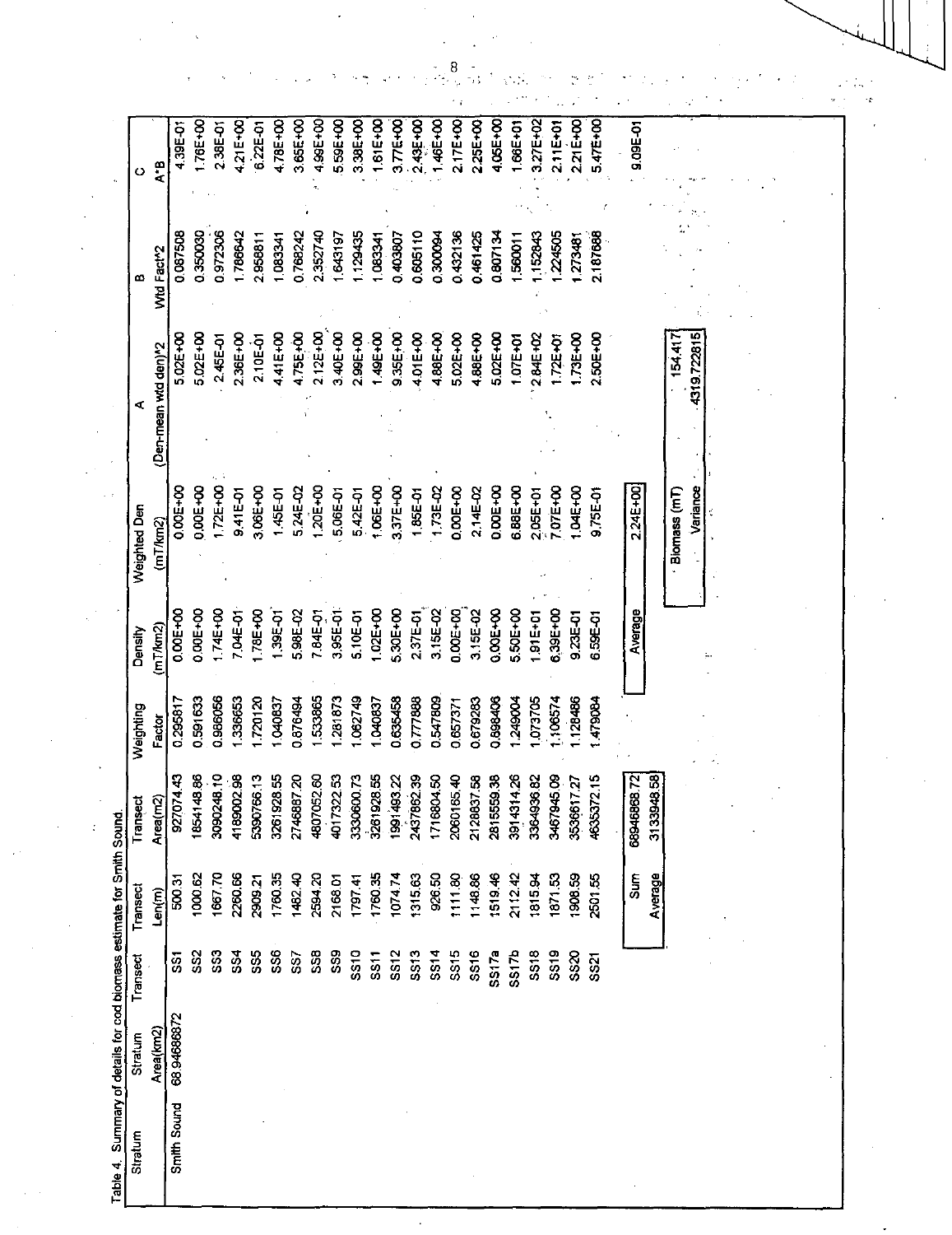Table 4. Summary of details for cod biomass estimate for Smith Sound.

| Stratum | Stratum Area(km2) | Transect | Transect Len(m) | Transect Area(m2) | Weighting Factor | Density (mT/km2) | Weighted Den (mT/km2) | A (Den-mean wtd den)^2 | B Wtd Fact^2 | C A*B |
|---|---|---|---|---|---|---|---|---|---|---|
| Smith Sound | 68.94686872 | SS1 | 500.31 | 927074.43 | 0.295817 | 0.00E+00 | 0.00E+00 | 5.02E+00 | 0.087508 | 4.39E-01 |
| | | SS2 | 1000.62 | 1854148.86 | 0.591633 | 0.00E+00 | 0.00E+00 | 5.02E+00 | 0.350030 | 1.76E+00 |
| | | SS3 | 1667.70 | 3090248.10 | 0.986056 | 1.74E+00 | 1.72E+00 | 2.45E-01 | 0.972306 | 2.38E-01 |
| | | SS4 | 2260.66 | 4189002.98 | 1.336653 | 7.04E-01 | 9.41E-01 | 2.36E+00 | 1.786642 | 4.21E+00 |
| | | SS5 | 2909.21 | 5390756.13 | 1.720120 | 1.78E+00 | 3.06E+00 | 2.10E-01 | 2.958811 | 6.22E-01 |
| | | SS6 | 1760.35 | 3261928.55 | 1.040837 | 1.39E-01 | 1.45E-01 | 4.41E+00 | 1.083341 | 4.78E+00 |
| | | SS7 | 1482.40 | 2746887.20 | 0.876494 | 5.98E-02 | 5.24E-02 | 4.75E+00 | 0.768242 | 3.65E+00 |
| | | SS8 | 2594.20 | 4807052.60 | 1.533865 | 7.84E-01 | 1.20E+00 | 2.12E+00 | 2.352740 | 4.99E+00 |
| | | SS9 | 2168.01 | 4017322.53 | 1.281873 | 3.95E-01 | 5.06E-01 | 3.40E+00 | 1.643197 | 5.59E+00 |
| | | SS10 | 1797.41 | 3330600.73 | 1.062749 | 5.10E-01 | 5.42E-01 | 2.99E+00 | 1.129435 | 3.38E+00 |
| | | SS11 | 1760.35 | 3261928.55 | 1.040837 | 1.02E+00 | 1.06E+00 | 1.49E+00 | 1.083341 | 1.61E+00 |
| | | SS12 | 1074.74 | 1991493.22 | 0.635458 | 5.30E+00 | 3.37E+00 | 9.35E+00 | 0.403807 | 3.77E+00 |
| | | SS13 | 1315.63 | 2437862.39 | 0.777888 | 2.37E-01 | 1.85E-01 | 4.01E+00 | 0.605110 | 2.43E+00 |
| | | SS14 | 926.50 | 1716804.50 | 0.547809 | 3.15E-02 | 1.73E-02 | 4.88E+00 | 0.300094 | 1.46E+00 |
| | | SS15 | 1111.80 | 2060165.40 | 0.657371 | 0.00E+00 | 0.00E+00 | 5.02E+00 | 0.432136 | 2.17E+00 |
| | | SS16 | 1148.86 | 2128837.58 | 0.679283 | 3.15E-02 | 2.14E-02 | 4.88E+00 | 0.461425 | 2.25E+00 |
| | | SS17a | 1519.46 | 2815559.38 | 0.898406 | 0.00E+00 | 0.00E+00 | 5.02E+00 | 0.807134 | 4.05E+00 |
| | | SS17b | 2112.42 | 3914314.26 | 1.249004 | 5.50E+00 | 6.88E+00 | 1.07E+01 | 1.560011 | 1.66E+01 |
| | | SS18 | 1815.94 | 3364936.82 | 1.073705 | 1.91E+01 | 2.05E+01 | 2.84E+02 | 1.152843 | 3.27E+02 |
| | | SS19 | 1871.53 | 3467945.09 | 1.106574 | 6.39E+00 | 7.07E+00 | 1.72E+01 | 1.224505 | 2.11E+01 |
| | | SS20 | 1908.59 | 3536617.27 | 1.128486 | 9.23E-01 | 1.04E+00 | 1.73E+00 | 1.273481 | 2.21E+00 |
| | | SS21 | 2501.55 | 4635372.15 | 1.479084 | 6.59E-01 | 9.75E-01 | 2.50E+00 | 2.187688 | 5.47E+00 |
| | | | Sum | 68946868.72 | | | | | | |
| | | | Average | 3133948.58 | | Average | 2.24E+00 | | | 9.09E-01 |

| | |
|---|---|
| Biomass (mT) | 154.417 |
| Variance | 4319.722815 |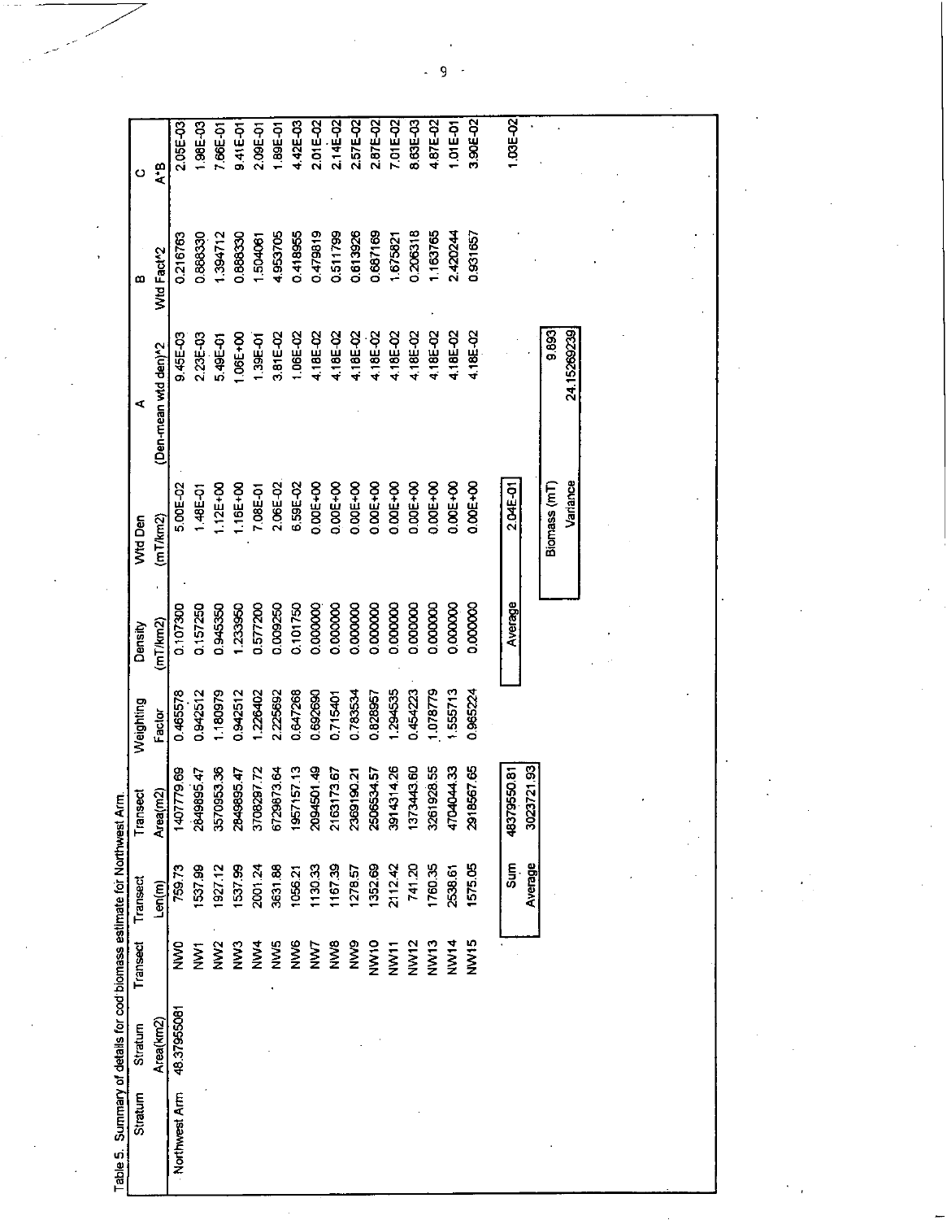Table 5. Summary of details for cod biomass estimate for Northwest Arm.

| Stratum | Stratum Area(km2) | Transect | Transect Len(m) | Transect Area(m2) | Weighting Factor | Density (mT/km2) | Wtd Den (mT/km2) | A (Den-mean wtd den)^2 | B Wtd Fact^2 | C A*B |
|---|---|---|---|---|---|---|---|---|---|---|
| Northwest Arm | 48.37955081 | NW0 | 759.73 | 1407779.69 | 0.465578 | 0.107300 | 5.00E-02 | 9.45E-03 | 0.216763 | 2.05E-03 |
| | | NW1 | 1537.99 | 2849895.47 | 0.942512 | 0.157250 | 1.48E-01 | 2.23E-03 | 0.888330 | 1.98E-03 |
| | | NW2 | 1927.12 | 3570953.36 | 1.180979 | 0.945350 | 1.12E+00 | 5.49E-01 | 1.394712 | 7.66E-01 |
| | | NW3 | 1537.99 | 2849895.47 | 0.942512 | 1.233950 | 1.16E+00 | 1.06E+00 | 0.888330 | 9.41E-01 |
| | | NW4 | 2001.24 | 3708297.72 | 1.226402 | 0.577200 | 7.08E-01 | 1.39E-01 | 1.504061 | 2.09E-01 |
| | | NW5 | 3631.88 | 6729873.64 | 2.225692 | 0.009250 | 2.06E-02 | 3.81E-02 | 4.953705 | 1.89E-01 |
| | | NW6 | 1056.21 | 1957157.13 | 0.647268 | 0.101750 | 6.59E-02 | 1.06E-02 | 0.418955 | 4.42E-03 |
| | | NW7 | 1130.33 | 2094501.49 | 0.692690 | 0.000000 | 0.00E+00 | 4.18E-02 | 0.479819 | 2.01E-02 |
| | | NW8 | 1167.39 | 2163173.67 | 0.715401 | 0.000000 | 0.00E+00 | 4.18E-02 | 0.511799 | 2.14E-02 |
| | | NW9 | 1278.57 | 2369190.21 | 0.783534 | 0.000000 | 0.00E+00 | 4.18E-02 | 0.613926 | 2.57E-02 |
| | | NW10 | 1352.69 | 2506534.57 | 0.828957 | 0.000000 | 0.00E+00 | 4.18E-02 | 0.687169 | 2.87E-02 |
| | | NW11 | 2112.42 | 3914314.26 | 1.294535 | 0.000000 | 0.00E+00 | 4.18E-02 | 1.675821 | 7.01E-02 |
| | | NW12 | 741.20 | 1373443.60 | 0.454223 | 0.000000 | 0.00E+00 | 4.18E-02 | 0.206318 | 8.63E-03 |
| | | NW13 | 1760.35 | 3261928.55 | 1.078779 | 0.000000 | 0.00E+00 | 4.18E-02 | 1.163765 | 4.87E-02 |
| | | NW14 | 2538.61 | 4704044.33 | 1.555713 | 0.000000 | 0.00E+00 | 4.18E-02 | 2.420244 | 1.01E-01 |
| | | NW15 | 1575.05 | 2918567.65 | 0.965224 | 0.000000 | 0.00E+00 | 4.18E-02 | 0.931657 | 3.90E-02 |
| | | | Sum | 48379550.81 | | Average | 2.04E-01 | | | 1.03E-02 |
| | | | Average | 3023721.93 | | | | | | |
| | | | | | | | Biomass (mT) | 9.893 | | |
| | | | | | | | Variance | 24.15269239 | | |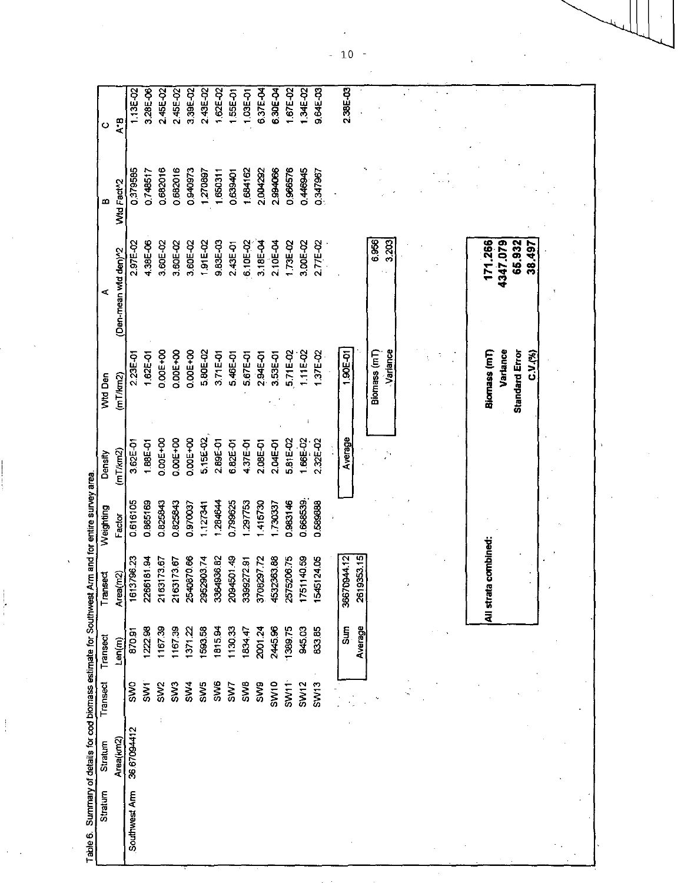Table 6. Summary of details for cod biomass estimate for Southwest Arm and for entire survey area.

| Stratum | Stratum Area(km2) | Transect | Transect Len(m) | Transect Area(m2) | Weighting Factor | Density (mT/km2) | Wtd Den (mT/km2) | A (Den-mean wtd den)^2 | B Wtd Fact^2 | C A*B |
|---|---|---|---|---|---|---|---|---|---|---|
| Southwest Arm | 36.67094412 | SW0 | 870.91 | 1613796.23 | 0.616105 | 3.62E-01 | 2.23E-01 | 2.97E-02 | 0.379585 | 1.13E-02 |
| | | SW1 | 1222.98 | 2266181.94 | 0.865169 | 1.88E-01 | 1.62E-01 | 4.38E-06 | 0.748517 | 3.28E-06 |
| | | SW2 | 1167.39 | 2163173.67 | 0.825843 | 0.00E+00 | 0.00E+00 | 3.60E-02 | 0.682016 | 2.45E-02 |
| | | SW3 | 1167.39 | 2163173.67 | 0.825843 | 0.00E+00 | 0.00E+00 | 3.60E-02 | 0.682016 | 2.45E-02 |
| | | SW4 | 1371.22 | 2540870.66 | 0.970037 | 0.00E+00 | 0.00E+00 | 3.60E-02 | 0.940973 | 3.39E-02 |
| | | SW5 | 1593.58 | 2952903.74 | 1.127341 | 5.15E-02 | 5.80E-02 | 1.91E-02 | 1.270897 | 2.43E-02 |
| | | SW6 | 1815.94 | 3364936.82 | 1.284644 | 2.89E-01 | 3.71E-01 | 9.83E-03 | 1.650311 | 1.62E-02 |
| | | SW7 | 1130.33 | 2094501.49 | 0.799625 | 6.82E-01 | 5.46E-01 | 2.43E-01 | 0.639401 | 1.55E-01 |
| | | SW8 | 1834.47 | 3399272.91 | 1.297753 | 4.37E-01 | 5.67E-01 | 6.10E-02 | 1.684162 | 1.03E-01 |
| | | SW9 | 2001.24 | 3708297.72 | 1.415730 | 2.08E-01 | 2.94E-01 | 3.18E-04 | 2.004292 | 6.37E-04 |
| | | SW10 | 2445.96 | 4532363.88 | 1.730337 | 2.04E-01 | 3.53E-01 | 2.10E-04 | 2.994066 | 6.30E-04 |
| | | SW11 | 1389.75 | 2575206.75 | 0.983146 | 5.81E-02 | 5.71E-02 | 1.73E-02 | 0.966576 | 1.67E-02 |
| | | SW12 | 945.03 | 1751140.59 | 0.668539 | 1.66E-02 | 1.11E-02 | 3.00E-02 | 0.446945 | 1.34E-02 |
| | | SW13 | 833.85 | 1545124.05 | 0.589688 | 2.32E-02 | 1.37E-02 | 2.77E-02 | 0.347967 | 9.64E-03 |
| | | | Sum | 36670944.12 | | Average | 1.90E-01 | | | 2.38E-03 |
| | | | Average | 2619353.15 | | | | | | |

| | |
|---|---|
| Biomass (mT) | 6.956 |
| Variance | 3.203 |

| All strata combined: | |
|---|---|
| Biomass (mT) | 171.266 |
| Variance | 4347.079 |
| Standard Error | 65.932 |
| C.V.(%) | 38.497 |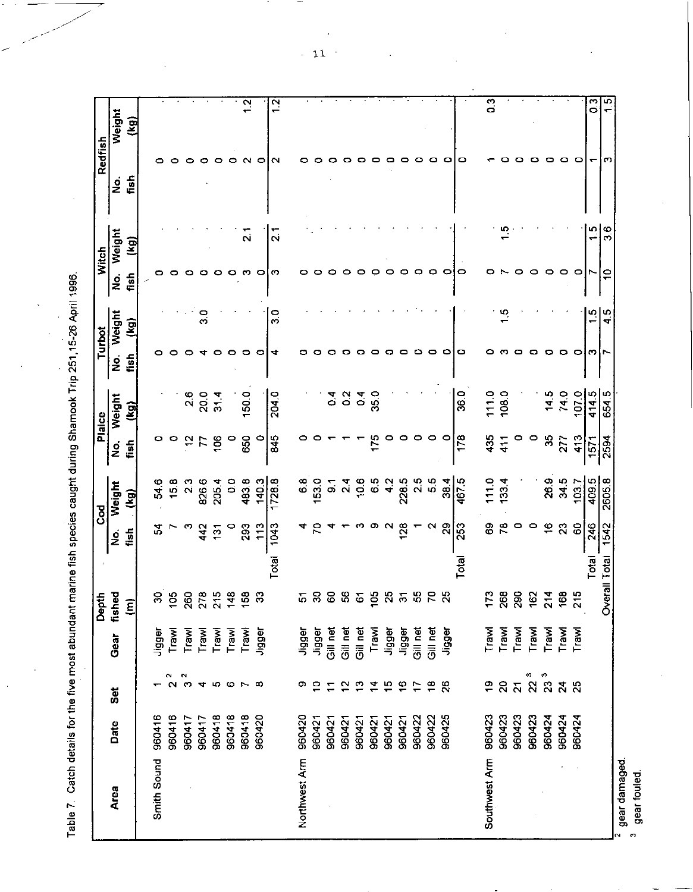Table 7. Catch details for the five most abundant marine fish species caught during Shamook Trip 251,15-26 April 1996.

| Area | Date | Set | Gear | Depth fished (m) | Cod No. fish | Cod Weight (kg) | Plaice No. fish | Plaice Weight (kg) | Turbot No. fish | Turbot Weight (kg) | Witch No. fish | Witch Weight (kg) | Redfish No. fish | Redfish Weight (kg) |
|---|---|---|---|---|---|---|---|---|---|---|---|---|---|---|
| Smith Sound | 960416 | 1 | Jigger | 30 | 54 | 54.6 | 0 | . | 0 | . | 0 | . | 0 | . |
| | 960416 | 2 [2] | Trawl | 105 | 7 | 15.8 | 0 | . | 0 | . | 0 | . | 0 | . |
| | 960417 | 3 [2] | Trawl | 260 | 3 | 2.3 | 12 | 2.6 | 0 | . | 0 | . | 0 | . |
| | 960417 | 4 | Trawl | 278 | 442 | 826.6 | 77 | 20.0 | 4 | 3.0 | 0 | . | 0 | . |
| | 960418 | 5 | Trawl | 215 | 131 | 205.4 | 106 | 31.4 | 0 | . | 0 | . | 0 | . |
| | 960418 | 6 | Trawl | 148 | 0 | 0.0 | 0 | . | 0 | . | 0 | . | 0 | . |
| | 960418 | 7 | Trawl | 158 | 293 | 483.8 | 650 | 150.0 | 0 | . | 3 | 2.1 | 2 | 1.2 |
| | 960420 | 8 | Jigger | 33 | 113 | 140.3 | 0 | . | 0 | . | 0 | . | 0 | . |
| | | | | Total | 1043 | 1728.8 | 845 | 204.0 | 4 | 3.0 | 3 | 2.1 | 2 | 1.2 |
| Northwest Arm | 960420 | 9 | Jigger | 51 | 4 | 6.8 | 0 | . | 0 | . | 0 | . | 0 | . |
| | 960421 | 10 | Jigger | 30 | 70 | 153.0 | 0 | . | 0 | . | 0 | . | 0 | . |
| | 960421 | 11 | Gill net | 60 | 4 | 9.1 | 1 | 0.4 | 0 | . | 0 | . | 0 | . |
| | 960421 | 12 | Gill net | 56 | 1 | 2.4 | 1 | 0.2 | 0 | . | 0 | . | 0 | . |
| | 960421 | 13 | Gill net | 61 | 3 | 10.6 | 1 | 0.4 | 0 | . | 0 | . | 0 | . |
| | 960421 | 14 | Trawl | 105 | 9 | 6.5 | 175 | 35.0 | 0 | . | 0 | . | 0 | . |
| | 960421 | 15 | Jigger | 25 | 2 | 4.2 | 0 | . | 0 | . | 0 | . | 0 | . |
| | 960421 | 16 | Jigger | 31 | 128 | 228.5 | 0 | . | 0 | . | 0 | . | 0 | . |
| | 960422 | 17 | Gill net | 55 | 1 | 2.5 | 0 | . | 0 | . | 0 | . | 0 | . |
| | 960422 | 18 | Gill net | 70 | 2 | 5.5 | 0 | . | 0 | . | 0 | . | 0 | . |
| | 960425 | 26 | Jigger | 25 | 29 | 38.4 | 0 | . | 0 | . | 0 | . | 0 | . |
| | | | | Total | 253 | 467.5 | 178 | 36.0 | 0 | . | 0 | . | 0 | . |
| Southwest Arm | 960423 | 19 | Trawl | 173 | 69 | 111.0 | 435 | 111.0 | 0 | . | 0 | . | 1 | 0.3 |
| | 960423 | 20 | Trawl | 268 | 78 | 133.4 | 411 | 108.0 | 3 | 1.5 | 7 | 1.5 | 0 | . |
| | 960423 | 21 | Trawl | 290 | 0 | . | 0 | . | 0 | . | 0 | . | 0 | . |
| | 960423 | 22 [3] | Trawl | 162 | 0 | . | 0 | . | 0 | . | 0 | . | 0 | . |
| | 960424 | 23 [3] | Trawl | 214 | 16 | 26.9 | 35 | 14.5 | 0 | . | 0 | . | 0 | . |
| | 960424 | 24 | Trawl | 168 | 23 | 34.5 | 277 | 74.0 | 0 | . | 0 | . | 0 | . |
| | 960424 | 25 | Trawl | 215 | 60 | 103.7 | 413 | 107.0 | 0 | . | 0 | . | 0 | . |
| | | | | Total | 246 | 409.5 | 1571 | 414.5 | 3 | 1.5 | 7 | 1.5 | 1 | 0.3 |
| | | | | Overall Total | 1542 | 2605.8 | 2594 | 654.5 | 7 | 4.5 | 10 | 3.6 | 3 | 1.5 |

[2] gear damaged.
[3] gear fouled.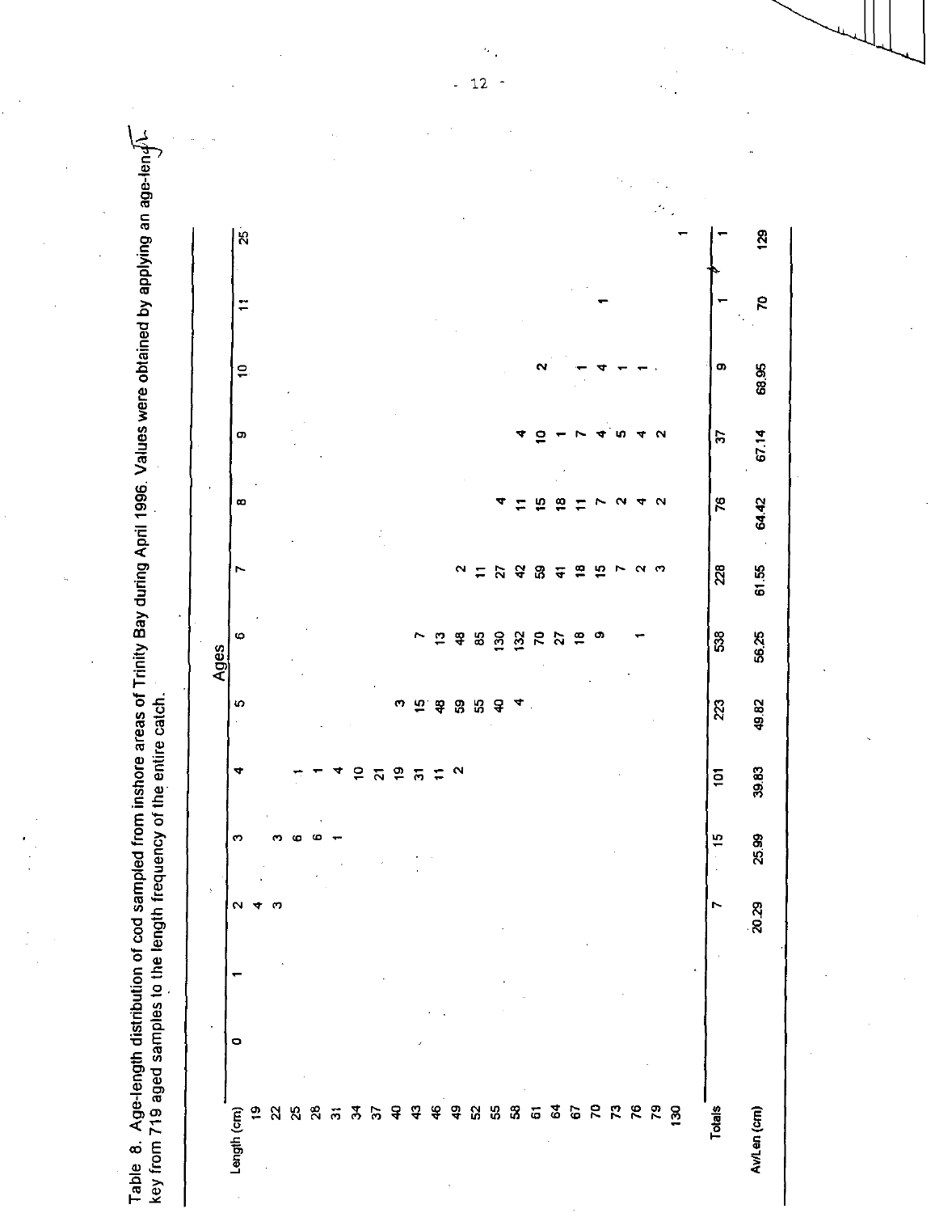Table 8. Age-length distribution of cod sampled from inshore areas of Trinity Bay during April 1996. Values were obtained by applying an age-length key from 719 aged samples to the length frequency of the entire catch.

| Length (cm) | Ages 0 | 1 | 2 | 3 | 4 | 5 | 6 | 7 | 8 | 9 | 10 | 11 | 25 |
|---|---|---|---|---|---|---|---|---|---|---|---|---|---|
| 19 | | | 4 | | | | | | | | | | |
| 22 | | | 3 | 3 | | | | | | | | | |
| 25 | | | | 6 | 1 | | | | | | | | |
| 28 | | | | 6 | 1 | | | | | | | | |
| 31 | | | | 1 | 4 | | | | | | | | |
| 34 | | | | | 10 | | | | | | | | |
| 37 | | | | | 21 | | | | | | | | |
| 40 | | | | | 19 | 3 | | | | | | | |
| 43 | | | | | 31 | 15 | 7 | | | | | | |
| 46 | | | | | 11 | 48 | 13 | | | | | | |
| 49 | | | | | 2 | 59 | 48 | 2 | | | | | |
| 52 | | | | | | 55 | 85 | 11 | | | | | |
| 55 | | | | | | 40 | 130 | 27 | 4 | | | | |
| 58 | | | | | | 4 | 132 | 42 | 11 | 4 | | | |
| 61 | | | | | | | 70 | 59 | 15 | 10 | 2 | | |
| 64 | | | | | | | 27 | 41 | 18 | 1 | | | |
| 67 | | | | | | | 18 | 18 | 11 | 7 | 1 | | |
| 70 | | | | | | | 9 | 15 | 7 | 4 | 4 | 1 | |
| 73 | | | | | | | | 7 | 2 | 5 | 1 | | |
| 76 | | | | | | | 1 | 2 | 4 | 4 | 1 | | |
| 79 | | | | | | | | 3 | 2 | 2 | | | |
| 130 | | | | | | | | | | | | | 1 |
| Totals | | | 7 | 15 | 101 | 223 | 538 | 228 | 76 | 37 | 9 | 1 | 1 |
| Av/Len (cm) | | | 20.29 | 25.99 | 39.83 | 49.82 | 56.25 | 61.55 | 64.42 | 67.14 | 68.95 | 70 | 129 |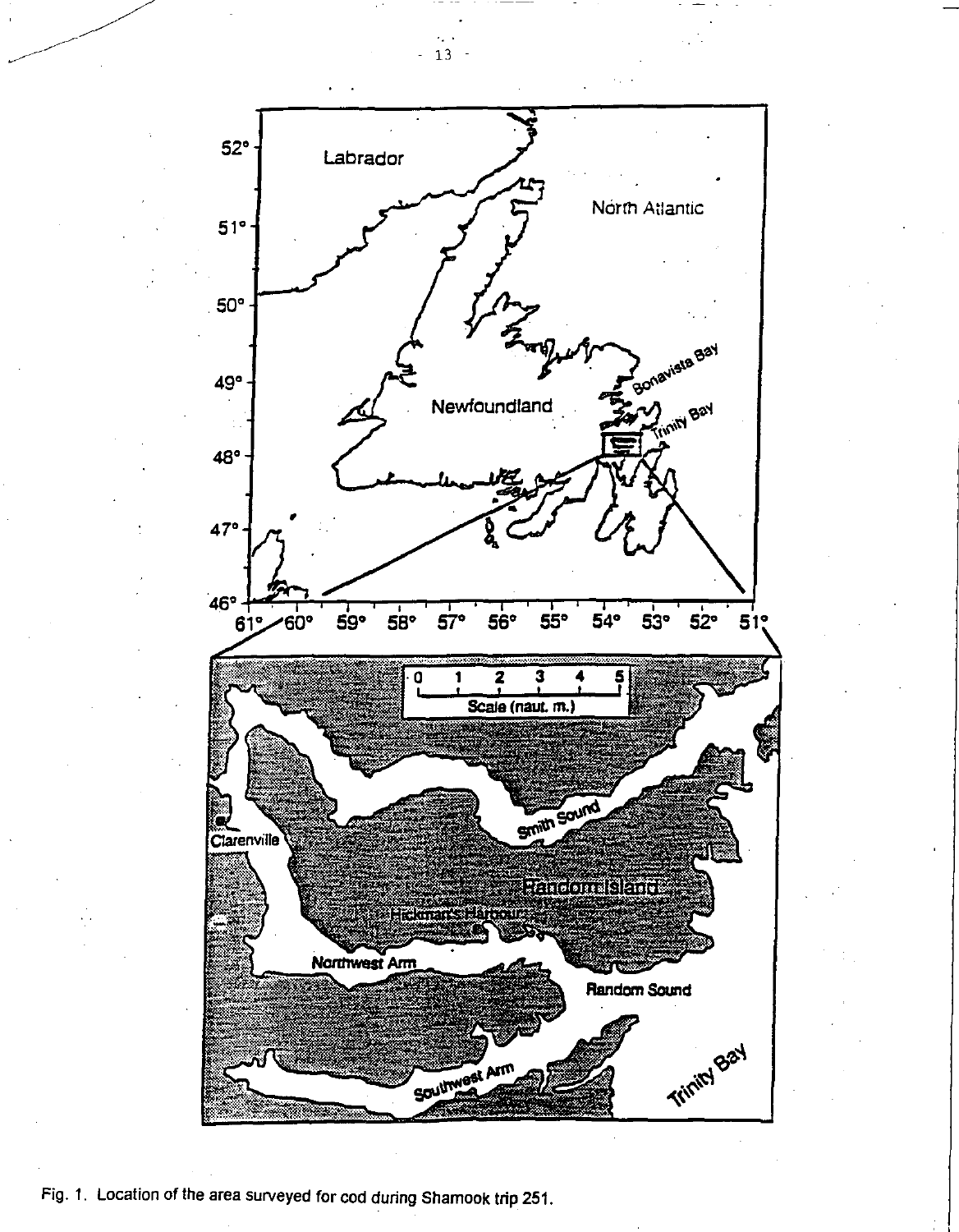Fig. 1. Location of the area surveyed for cod during Shamook trip 251.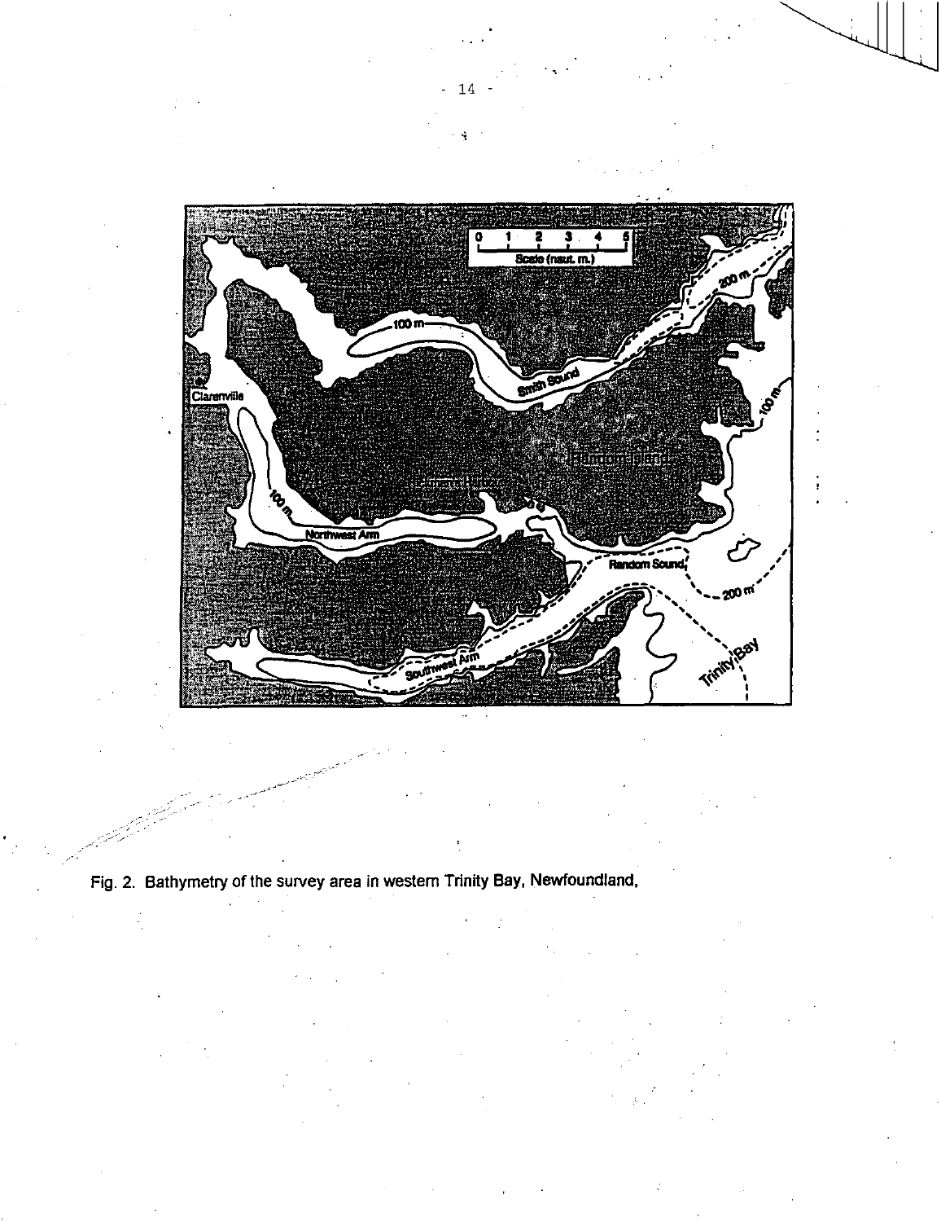Fig. 2. Bathymetry of the survey area in western Trinity Bay, Newfoundland,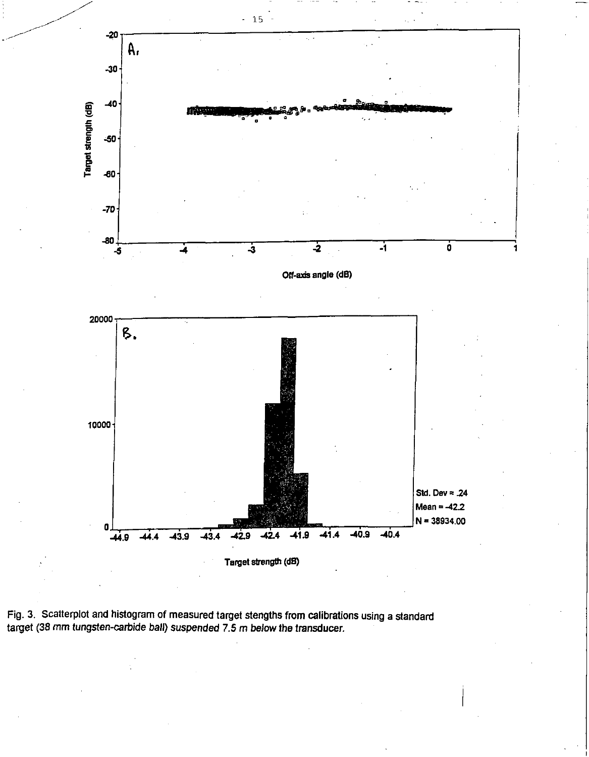Fig. 3. Scatterplot and histogram of measured target stengths from calibrations using a standard target (38 mm tungsten-carbide ball) suspended 7.5 m below the transducer.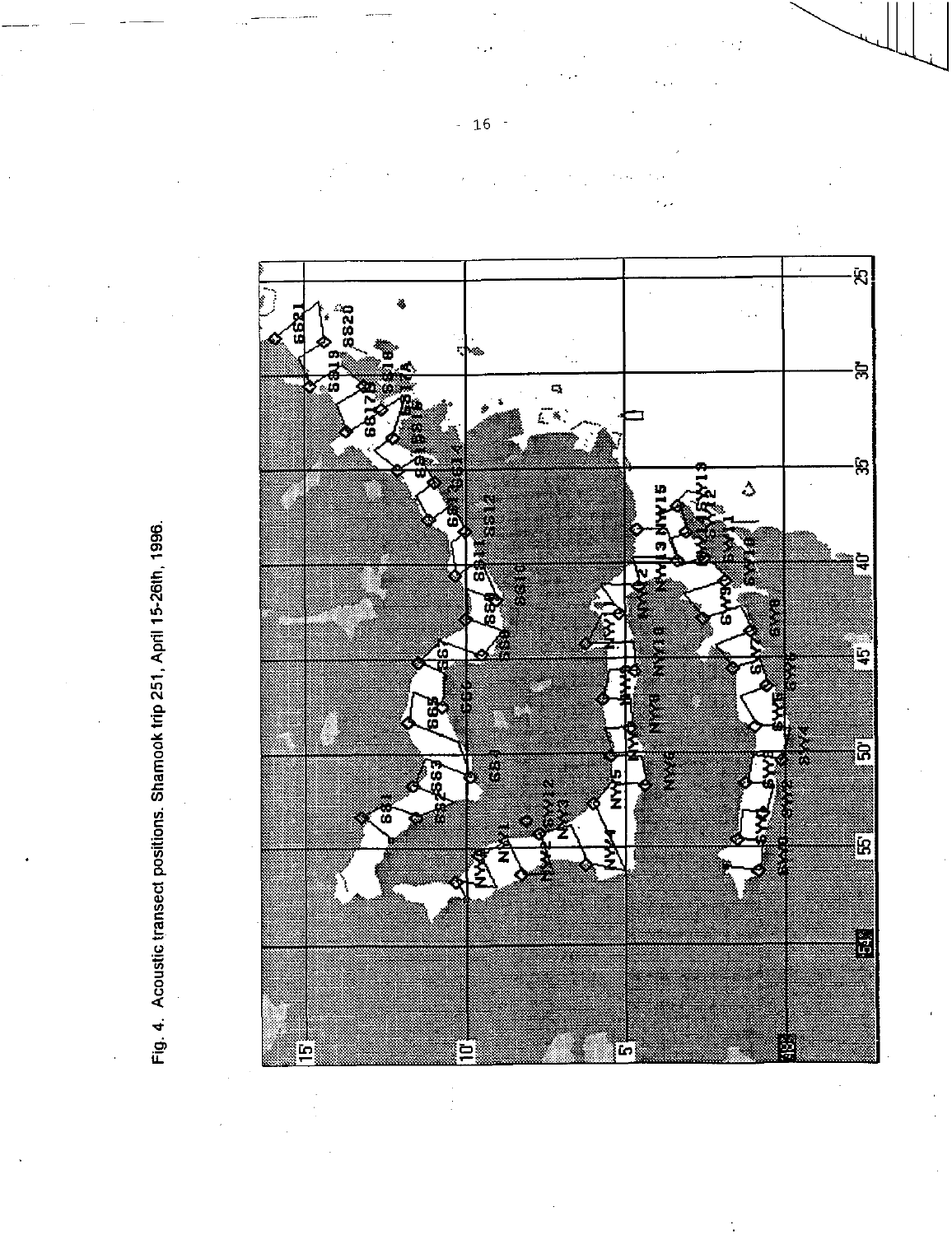Fig. 4. Acoustic transect positions. Shamook trip 251, April 15-26th, 1996.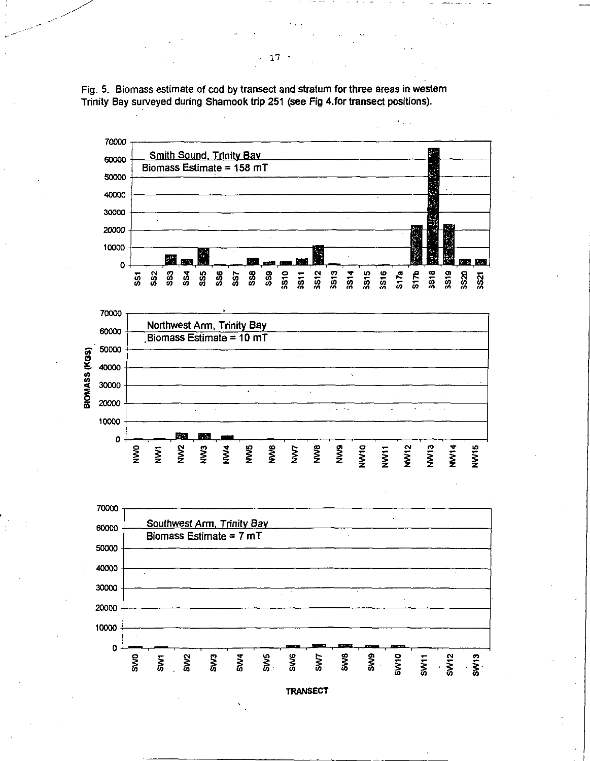Fig. 5. Biomass estimate of cod by transect and stratum for three areas in western Trinity Bay surveyed during Shamook trip 251 (see Fig 4.for transect positions).

Smith Sound, Trinity Bay
Biomass Estimate = 158 mT

Northwest Arm, Trinity Bay
Biomass Estimate = 10 mT

Southwest Arm, Trinity Bay
Biomass Estimate = 7 mT

BIOMASS (KGS)

TRANSECT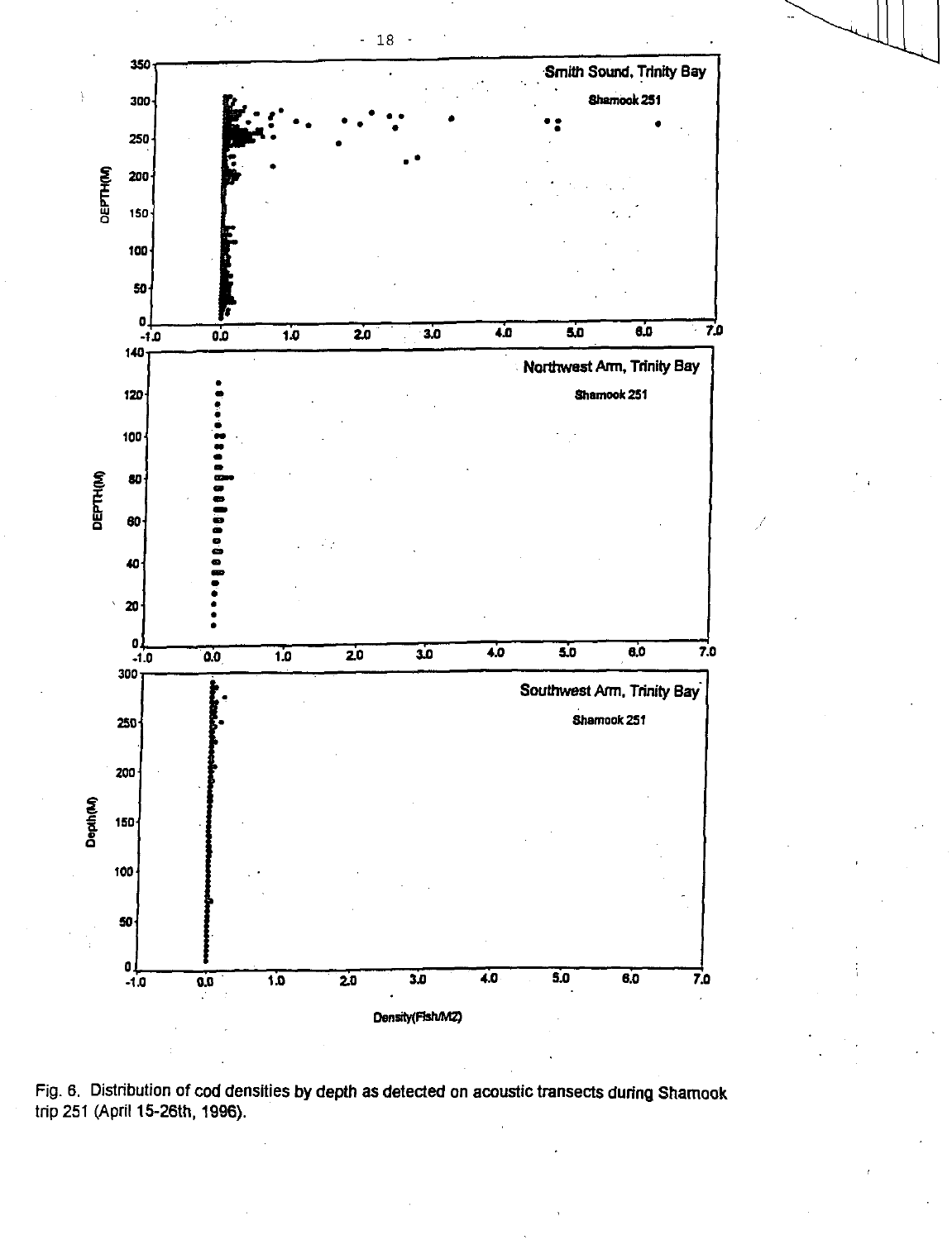Fig. 6. Distribution of cod densities by depth as detected on acoustic transects during Shamook trip 251 (April 15-26th, 1996).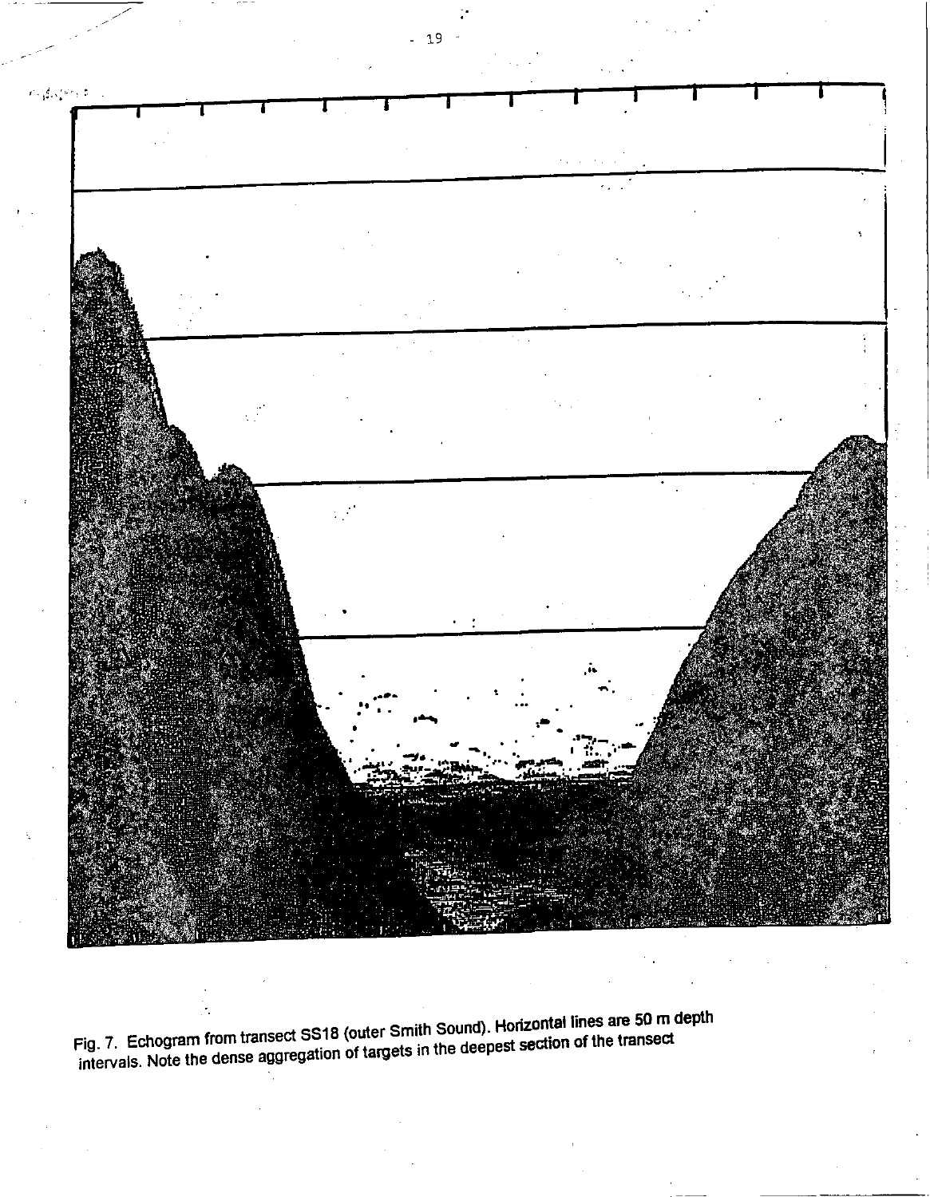Fig. 7. Echogram from transect SS18 (outer Smith Sound). Horizontal lines are 50 m depth intervals. Note the dense aggregation of targets in the deepest section of the transect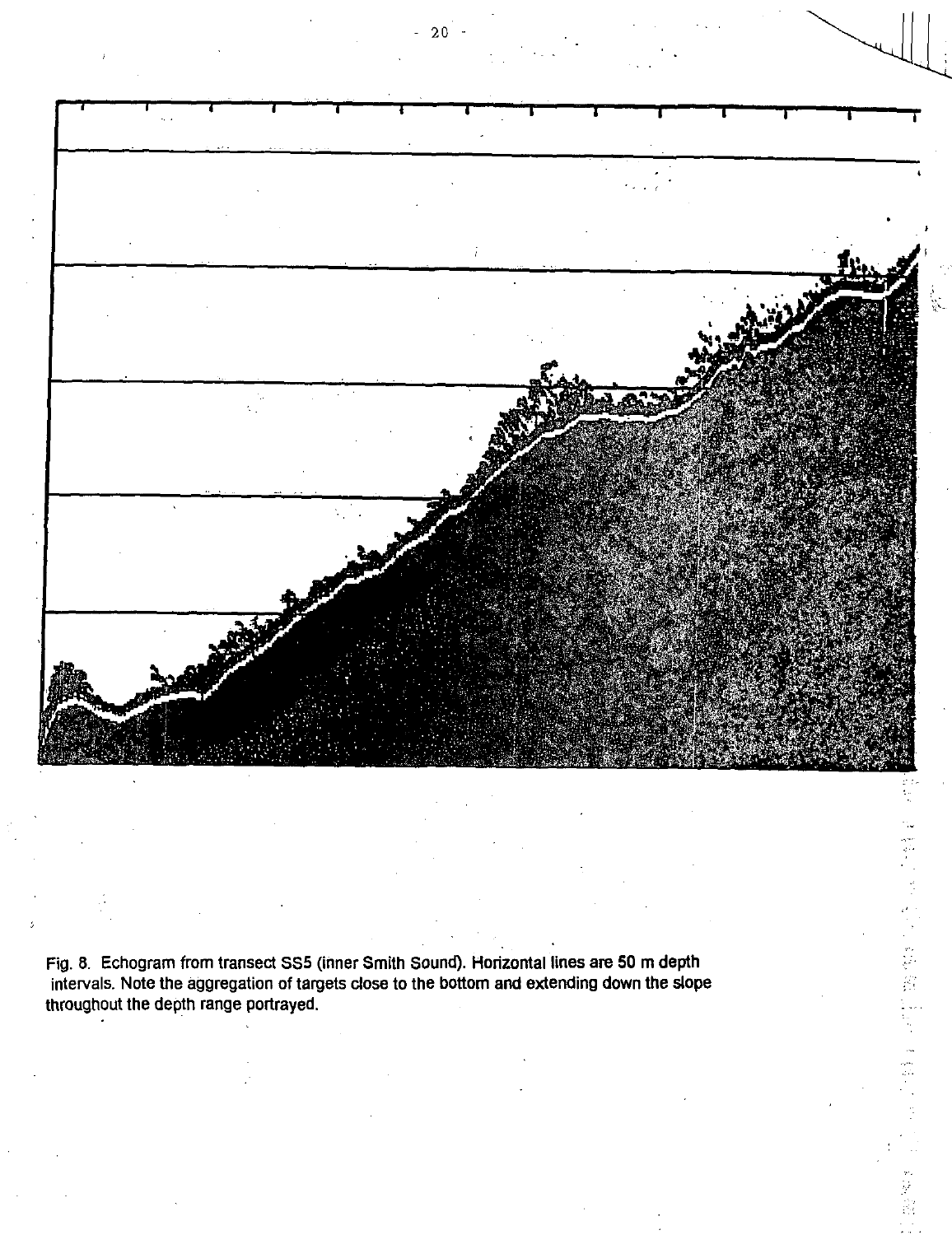Fig. 8. Echogram from transect SS5 (inner Smith Sound). Horizontal lines are 50 m depth intervals. Note the aggregation of targets close to the bottom and extending down the slope throughout the depth range portrayed.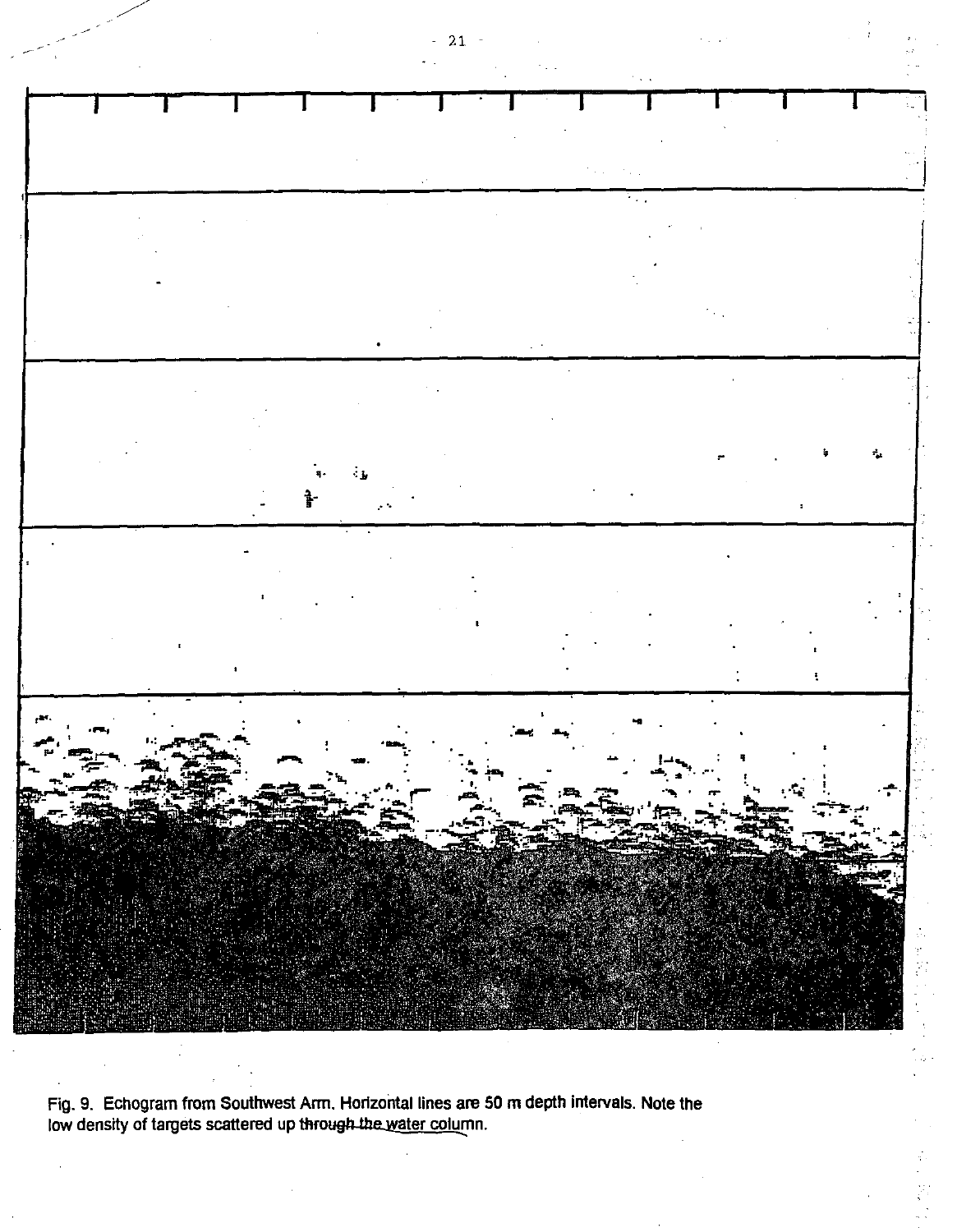Fig. 9. Echogram from Southwest Arm. Horizontal lines are 50 m depth intervals. Note the low density of targets scattered up through the water column.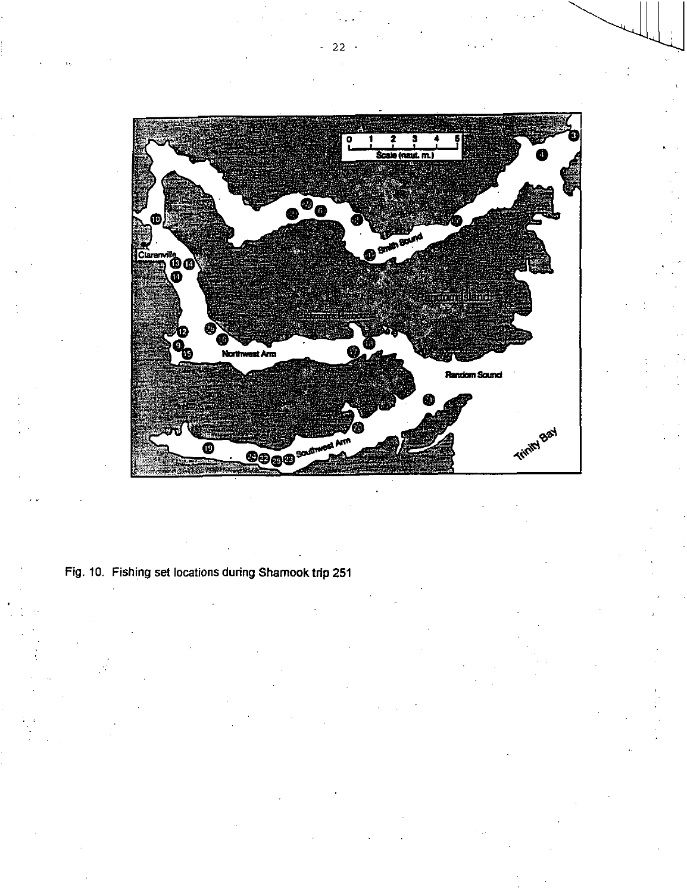0 1 2 3 4 5

Scale (naut. m.)

Clarenville

Smith Sound

Random Island

Northwest Arm

Random Sound

Southwest Arm

Trinity Bay

Fig. 10. Fishing set locations during Shamook trip 251